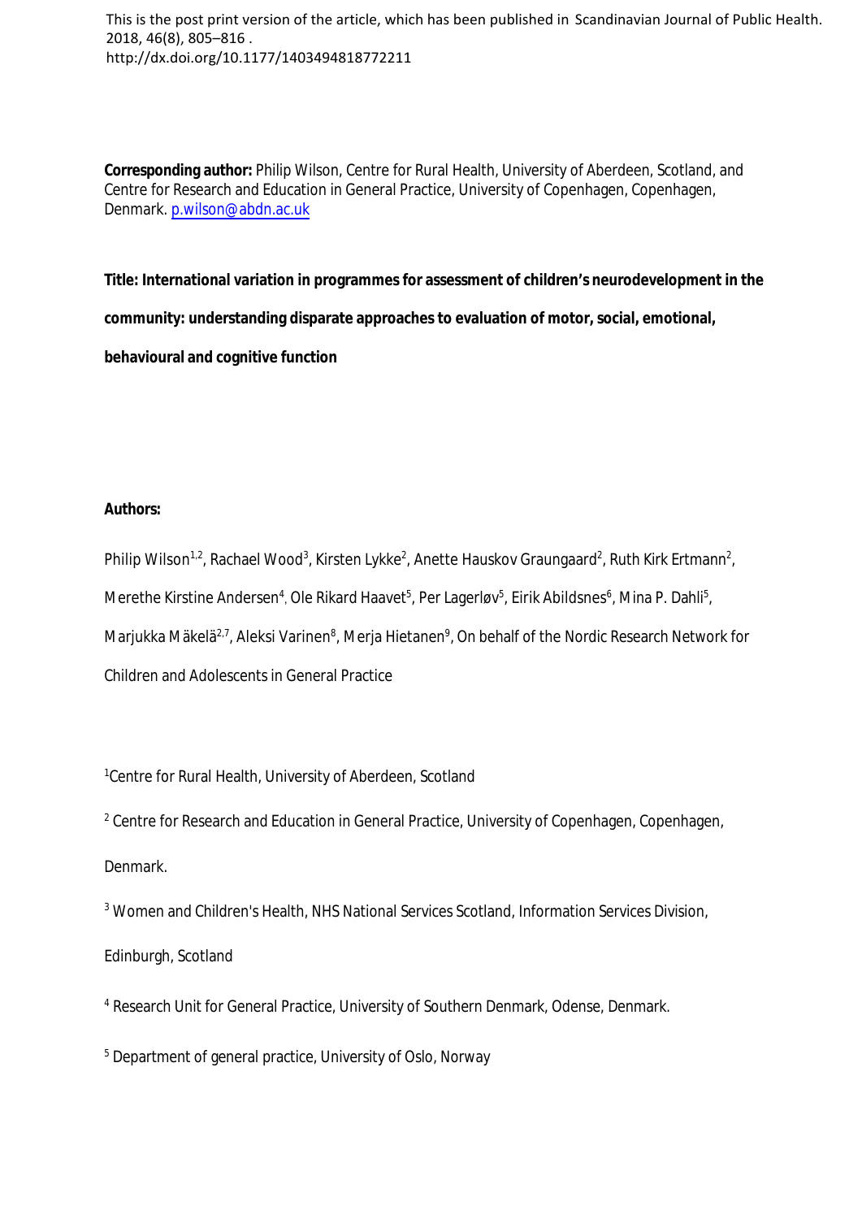This is the post print version of the article, which has been published in Scandinavian Journal of Public Health. 2018, 46(8), 805–816 .
http://dx.doi.org/10.1177/1403494818772211

**Corresponding author:** Philip Wilson, Centre for Rural Health, University of Aberdeen, Scotland, and Centre for Research and Education in General Practice, University of Copenhagen, Copenhagen, Denmark. p.wilson@abdn.ac.uk

**Title: International variation in programmes for assessment of children's neurodevelopment in the community: understanding disparate approaches to evaluation of motor, social, emotional, behavioural and cognitive function**

**Authors:**

Philip Wilson[1,2], Rachael Wood[3], Kirsten Lykke[2], Anette Hauskov Graungaard[2], Ruth Kirk Ertmann[2], Merethe Kirstine Andersen[4], Ole Rikard Haavet[5], Per Lagerløv[5], Eirik Abildsnes[6], Mina P. Dahli[5], Marjukka Mäkelä[2,7], Aleksi Varinen[8], Merja Hietanen[9], On behalf of the Nordic Research Network for Children and Adolescents in General Practice

[1]Centre for Rural Health, University of Aberdeen, Scotland

[2] Centre for Research and Education in General Practice, University of Copenhagen, Copenhagen, Denmark.

[3] Women and Children's Health, NHS National Services Scotland, Information Services Division, Edinburgh, Scotland

[4] Research Unit for General Practice, University of Southern Denmark, Odense, Denmark.

[5] Department of general practice, University of Oslo, Norway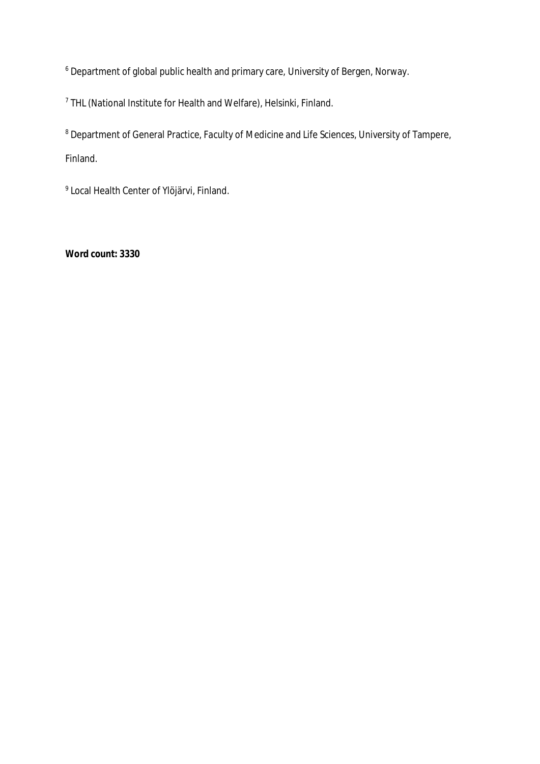[6] Department of global public health and primary care, University of Bergen, Norway.

[7] THL (National Institute for Health and Welfare), Helsinki, Finland.

[8] Department of General Practice, Faculty of Medicine and Life Sciences, University of Tampere, Finland.

[9] Local Health Center of Ylöjärvi, Finland.

**Word count: 3330**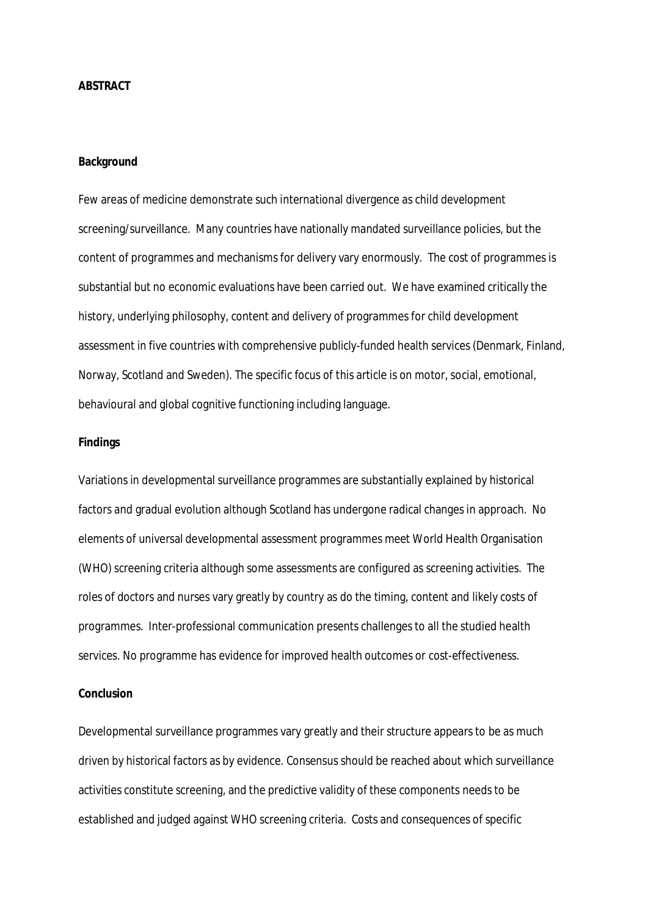## ABSTRACT

### Background

Few areas of medicine demonstrate such international divergence as child development screening/surveillance. Many countries have nationally mandated surveillance policies, but the content of programmes and mechanisms for delivery vary enormously. The cost of programmes is substantial but no economic evaluations have been carried out. We have examined critically the history, underlying philosophy, content and delivery of programmes for child development assessment in five countries with comprehensive publicly-funded health services (Denmark, Finland, Norway, Scotland and Sweden). The specific focus of this article is on motor, social, emotional, behavioural and global cognitive functioning including language.

### Findings

Variations in developmental surveillance programmes are substantially explained by historical factors and gradual evolution although Scotland has undergone radical changes in approach. No elements of universal developmental assessment programmes meet World Health Organisation (WHO) screening criteria although some assessments are configured as screening activities. The roles of doctors and nurses vary greatly by country as do the timing, content and likely costs of programmes. Inter-professional communication presents challenges to all the studied health services. No programme has evidence for improved health outcomes or cost-effectiveness.

### Conclusion

Developmental surveillance programmes vary greatly and their structure appears to be as much driven by historical factors as by evidence. Consensus should be reached about which surveillance activities constitute screening, and the predictive validity of these components needs to be established and judged against WHO screening criteria. Costs and consequences of specific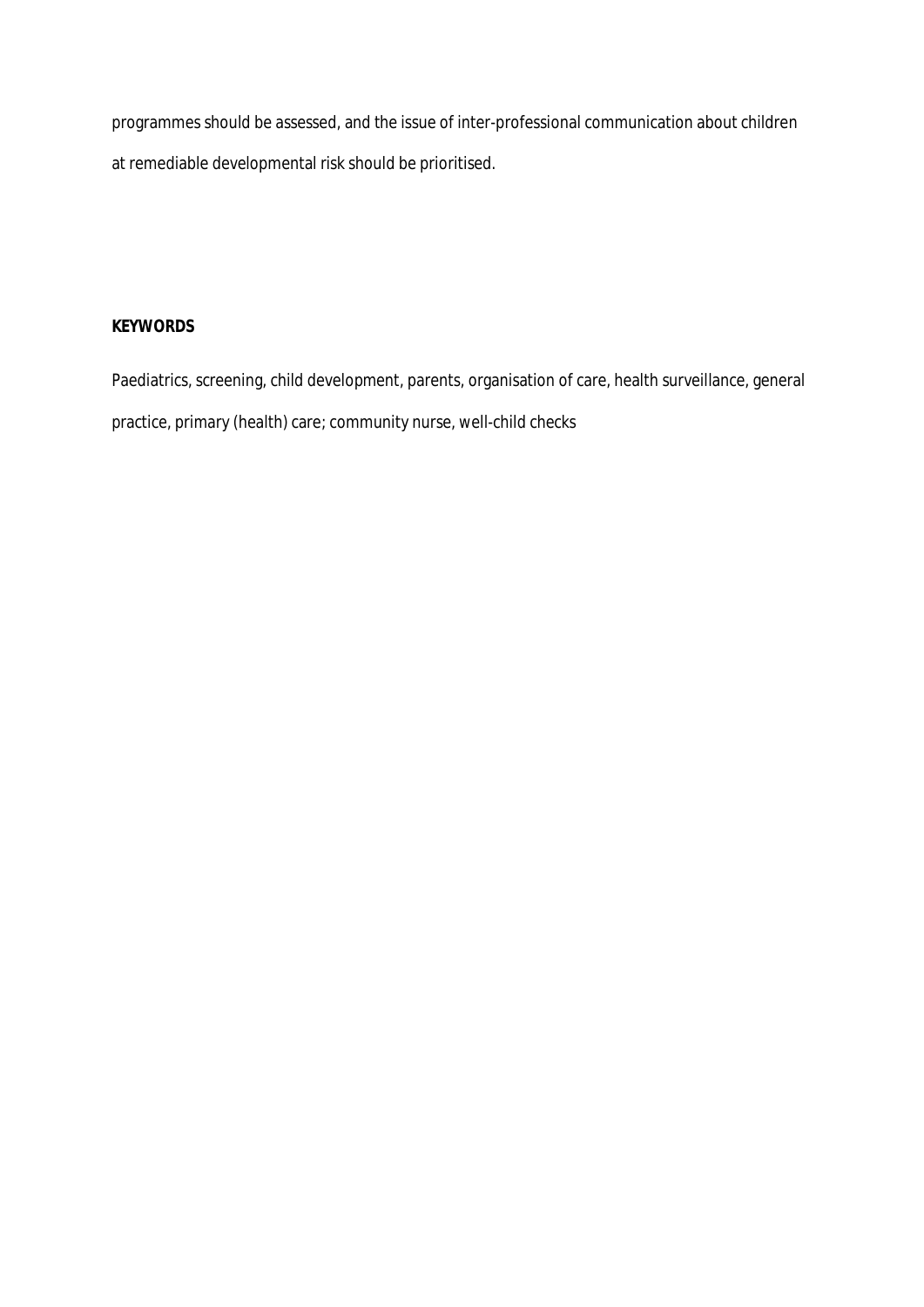programmes should be assessed, and the issue of inter-professional communication about children at remediable developmental risk should be prioritised.

**KEYWORDS**

Paediatrics, screening, child development, parents, organisation of care, health surveillance, general practice, primary (health) care; community nurse, well-child checks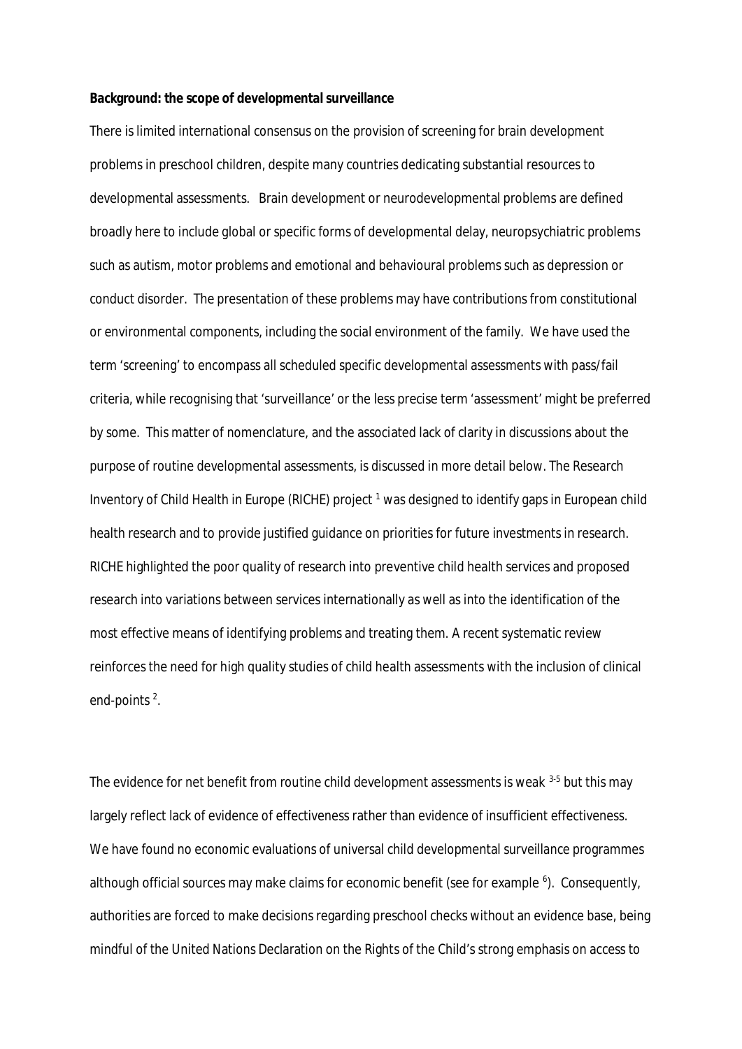**Background: the scope of developmental surveillance**

There is limited international consensus on the provision of screening for brain development problems in preschool children, despite many countries dedicating substantial resources to developmental assessments. Brain development or neurodevelopmental problems are defined broadly here to include global or specific forms of developmental delay, neuropsychiatric problems such as autism, motor problems and emotional and behavioural problems such as depression or conduct disorder. The presentation of these problems may have contributions from constitutional or environmental components, including the social environment of the family. We have used the term 'screening' to encompass all scheduled specific developmental assessments with pass/fail criteria, while recognising that 'surveillance' or the less precise term 'assessment' might be preferred by some. This matter of nomenclature, and the associated lack of clarity in discussions about the purpose of routine developmental assessments, is discussed in more detail below. The Research Inventory of Child Health in Europe (RICHE) project [1] was designed to identify gaps in European child health research and to provide justified guidance on priorities for future investments in research. RICHE highlighted the poor quality of research into preventive child health services and proposed research into variations between services internationally as well as into the identification of the most effective means of identifying problems and treating them. A recent systematic review reinforces the need for high quality studies of child health assessments with the inclusion of clinical end-points [2].

The evidence for net benefit from routine child development assessments is weak [3-5] but this may largely reflect lack of evidence of effectiveness rather than evidence of insufficient effectiveness. We have found no economic evaluations of universal child developmental surveillance programmes although official sources may make claims for economic benefit (see for example [6]). Consequently, authorities are forced to make decisions regarding preschool checks without an evidence base, being mindful of the United Nations Declaration on the Rights of the Child's strong emphasis on access to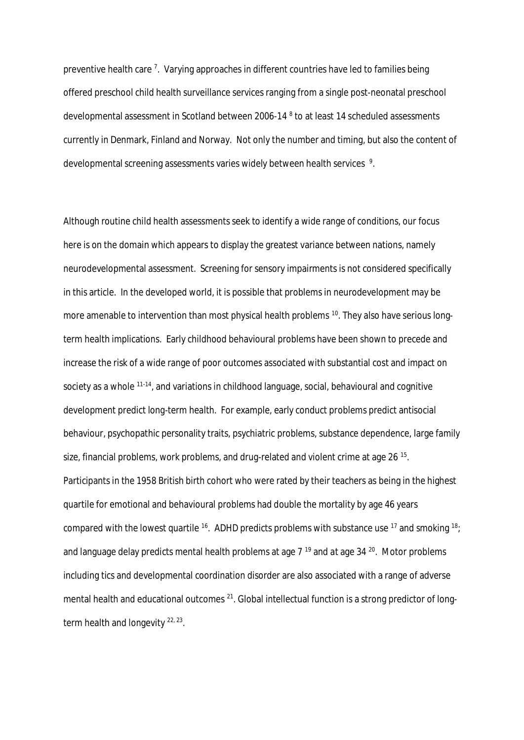preventive health care [7]. Varying approaches in different countries have led to families being offered preschool child health surveillance services ranging from a single post-neonatal preschool developmental assessment in Scotland between 2006-14 [8] to at least 14 scheduled assessments currently in Denmark, Finland and Norway. Not only the number and timing, but also the content of developmental screening assessments varies widely between health services [9].

Although routine child health assessments seek to identify a wide range of conditions, our focus here is on the domain which appears to display the greatest variance between nations, namely neurodevelopmental assessment. Screening for sensory impairments is not considered specifically in this article. In the developed world, it is possible that problems in neurodevelopment may be more amenable to intervention than most physical health problems [10]. They also have serious long-term health implications. Early childhood behavioural problems have been shown to precede and increase the risk of a wide range of poor outcomes associated with substantial cost and impact on society as a whole [11-14], and variations in childhood language, social, behavioural and cognitive development predict long-term health. For example, early conduct problems predict antisocial behaviour, psychopathic personality traits, psychiatric problems, substance dependence, large family size, financial problems, work problems, and drug-related and violent crime at age 26 [15]. Participants in the 1958 British birth cohort who were rated by their teachers as being in the highest quartile for emotional and behavioural problems had double the mortality by age 46 years compared with the lowest quartile [16]. ADHD predicts problems with substance use [17] and smoking [18]; and language delay predicts mental health problems at age 7 [19] and at age 34 [20]. Motor problems including tics and developmental coordination disorder are also associated with a range of adverse mental health and educational outcomes [21]. Global intellectual function is a strong predictor of long-term health and longevity [22, 23].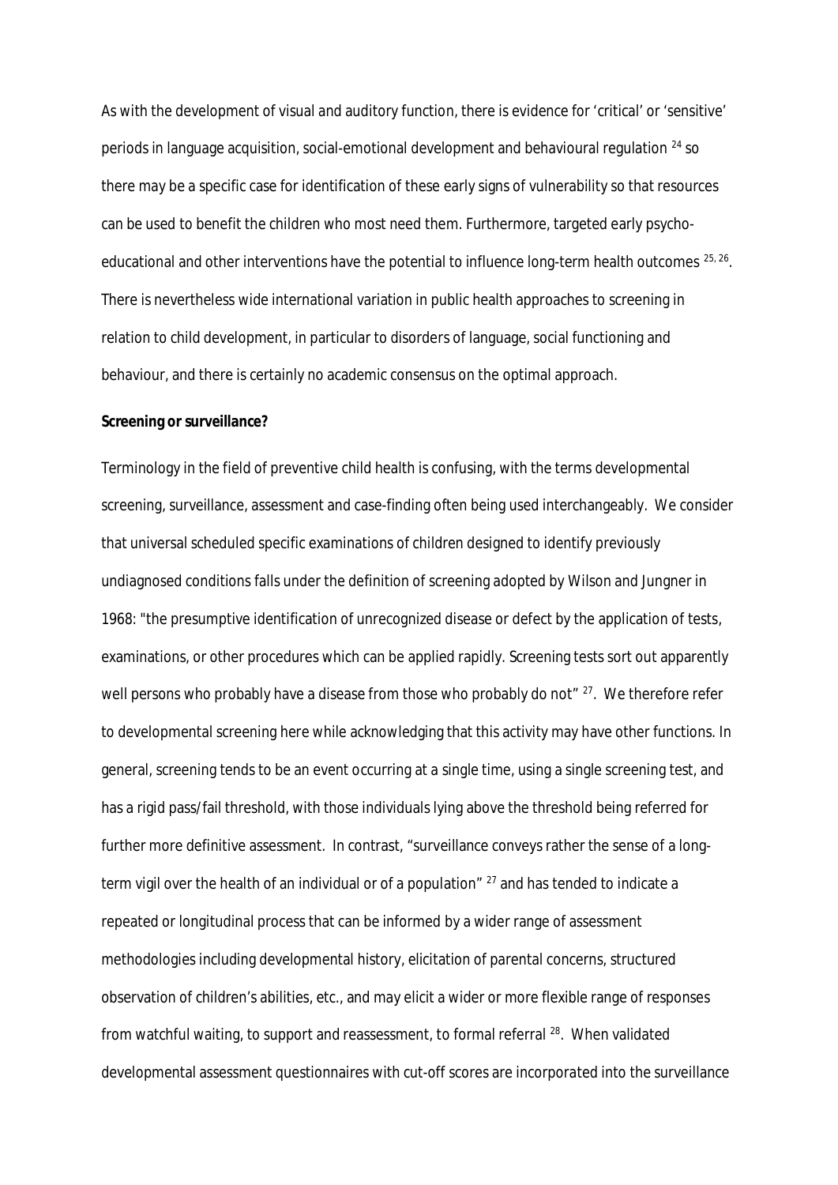As with the development of visual and auditory function, there is evidence for 'critical' or 'sensitive' periods in language acquisition, social-emotional development and behavioural regulation [24] so there may be a specific case for identification of these early signs of vulnerability so that resources can be used to benefit the children who most need them. Furthermore, targeted early psycho-educational and other interventions have the potential to influence long-term health outcomes [25, 26]. There is nevertheless wide international variation in public health approaches to screening in relation to child development, in particular to disorders of language, social functioning and behaviour, and there is certainly no academic consensus on the optimal approach.

**Screening or surveillance?**

Terminology in the field of preventive child health is confusing, with the terms developmental screening, surveillance, assessment and case-finding often being used interchangeably. We consider that universal scheduled specific examinations of children designed to identify previously undiagnosed conditions falls under the definition of screening adopted by Wilson and Jungner in 1968: "the presumptive identification of unrecognized disease or defect by the application of tests, examinations, or other procedures which can be applied rapidly. Screening tests sort out apparently well persons who probably have a disease from those who probably do not" [27]. We therefore refer to developmental screening here while acknowledging that this activity may have other functions. In general, screening tends to be an event occurring at a single time, using a single screening test, and has a rigid pass/fail threshold, with those individuals lying above the threshold being referred for further more definitive assessment. In contrast, "surveillance conveys rather the sense of a long-term vigil over the health of an individual or of a population" [27] and has tended to indicate a repeated or longitudinal process that can be informed by a wider range of assessment methodologies including developmental history, elicitation of parental concerns, structured observation of children's abilities, etc., and may elicit a wider or more flexible range of responses from watchful waiting, to support and reassessment, to formal referral [28]. When validated developmental assessment questionnaires with cut-off scores are incorporated into the surveillance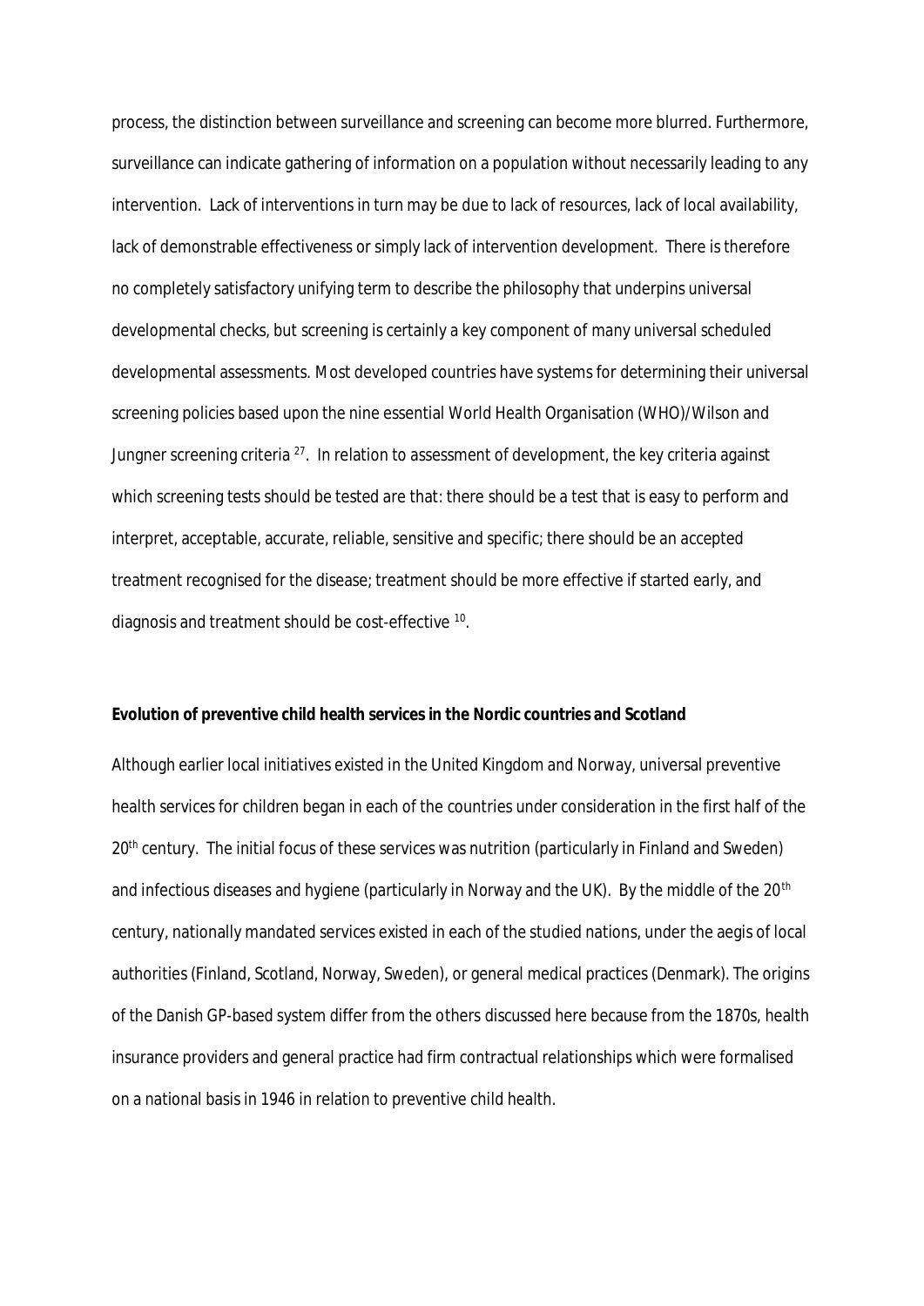process, the distinction between surveillance and screening can become more blurred. Furthermore, surveillance can indicate gathering of information on a population without necessarily leading to any intervention. Lack of interventions in turn may be due to lack of resources, lack of local availability, lack of demonstrable effectiveness or simply lack of intervention development. There is therefore no completely satisfactory unifying term to describe the philosophy that underpins universal developmental checks, but screening is certainly a key component of many universal scheduled developmental assessments. Most developed countries have systems for determining their universal screening policies based upon the nine essential World Health Organisation (WHO)/Wilson and Jungner screening criteria [27]. In relation to assessment of development, the key criteria against which screening tests should be tested are that: there should be a test that is easy to perform and interpret, acceptable, accurate, reliable, sensitive and specific; there should be an accepted treatment recognised for the disease; treatment should be more effective if started early, and diagnosis and treatment should be cost-effective [10].

**Evolution of preventive child health services in the Nordic countries and Scotland**

Although earlier local initiatives existed in the United Kingdom and Norway, universal preventive health services for children began in each of the countries under consideration in the first half of the 20th century. The initial focus of these services was nutrition (particularly in Finland and Sweden) and infectious diseases and hygiene (particularly in Norway and the UK). By the middle of the 20th century, nationally mandated services existed in each of the studied nations, under the aegis of local authorities (Finland, Scotland, Norway, Sweden), or general medical practices (Denmark). The origins of the Danish GP-based system differ from the others discussed here because from the 1870s, health insurance providers and general practice had firm contractual relationships which were formalised on a national basis in 1946 in relation to preventive child health.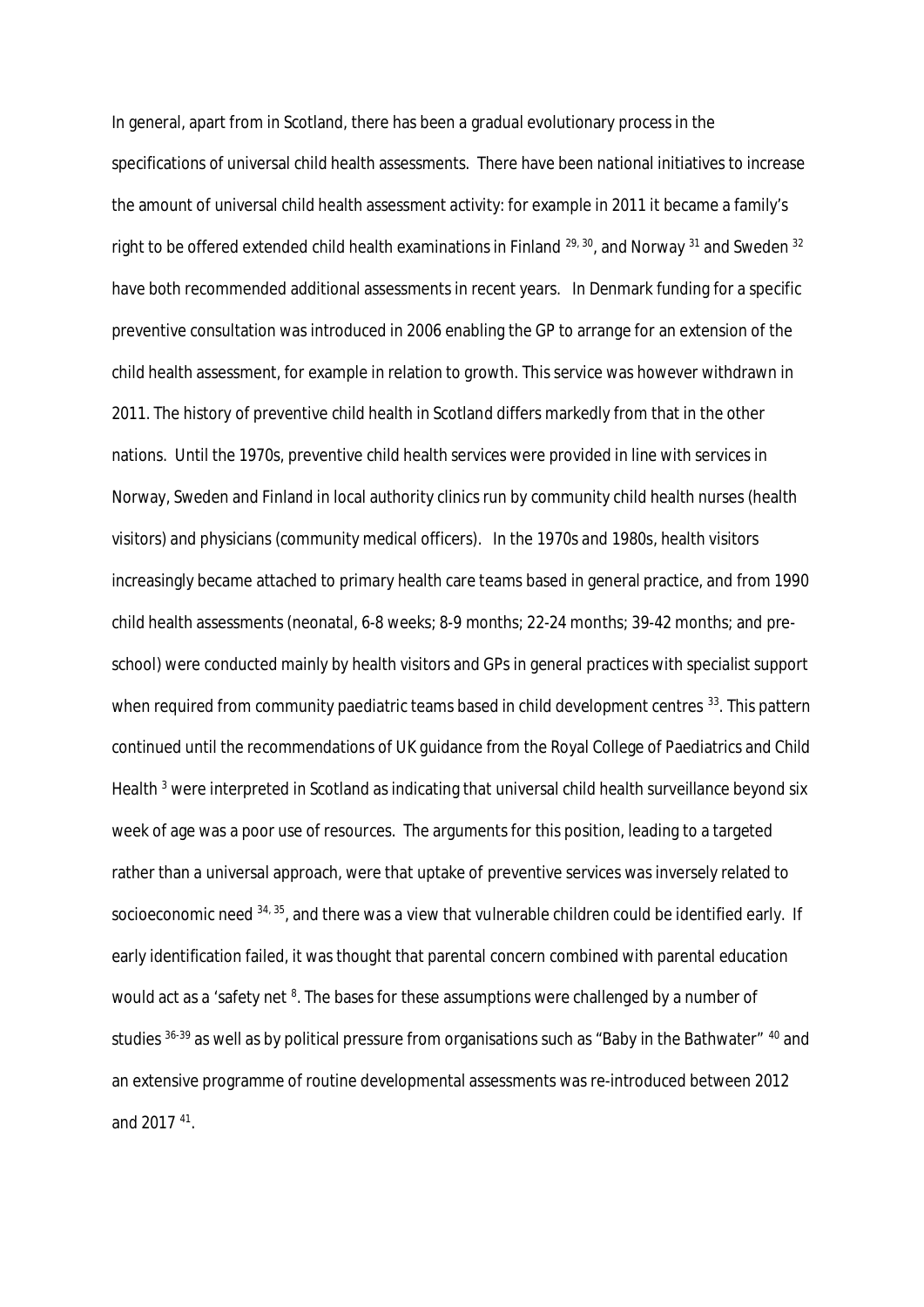In general, apart from in Scotland, there has been a gradual evolutionary process in the specifications of universal child health assessments. There have been national initiatives to increase the amount of universal child health assessment activity: for example in 2011 it became a family's right to be offered extended child health examinations in Finland [29, 30], and Norway [31] and Sweden [32] have both recommended additional assessments in recent years. In Denmark funding for a specific preventive consultation was introduced in 2006 enabling the GP to arrange for an extension of the child health assessment, for example in relation to growth. This service was however withdrawn in 2011. The history of preventive child health in Scotland differs markedly from that in the other nations. Until the 1970s, preventive child health services were provided in line with services in Norway, Sweden and Finland in local authority clinics run by community child health nurses (health visitors) and physicians (community medical officers). In the 1970s and 1980s, health visitors increasingly became attached to primary health care teams based in general practice, and from 1990 child health assessments (neonatal, 6-8 weeks; 8-9 months; 22-24 months; 39-42 months; and pre-school) were conducted mainly by health visitors and GPs in general practices with specialist support when required from community paediatric teams based in child development centres [33]. This pattern continued until the recommendations of UK guidance from the Royal College of Paediatrics and Child Health [3] were interpreted in Scotland as indicating that universal child health surveillance beyond six week of age was a poor use of resources. The arguments for this position, leading to a targeted rather than a universal approach, were that uptake of preventive services was inversely related to socioeconomic need [34, 35], and there was a view that vulnerable children could be identified early. If early identification failed, it was thought that parental concern combined with parental education would act as a 'safety net [8]. The bases for these assumptions were challenged by a number of studies [36-39] as well as by political pressure from organisations such as "Baby in the Bathwater" [40] and an extensive programme of routine developmental assessments was re-introduced between 2012 and 2017 [41].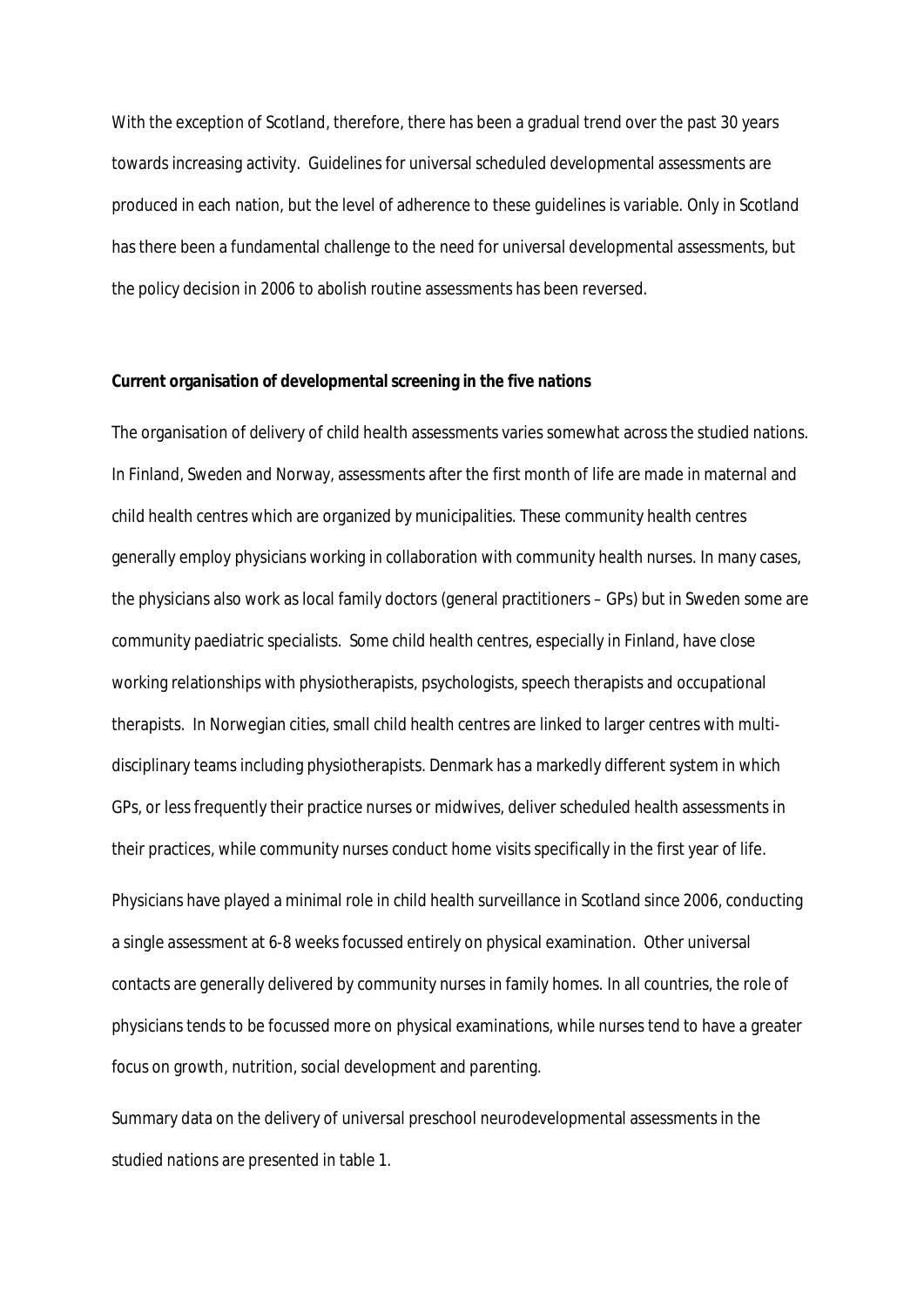With the exception of Scotland, therefore, there has been a gradual trend over the past 30 years towards increasing activity. Guidelines for universal scheduled developmental assessments are produced in each nation, but the level of adherence to these guidelines is variable. Only in Scotland has there been a fundamental challenge to the need for universal developmental assessments, but the policy decision in 2006 to abolish routine assessments has been reversed.

**Current organisation of developmental screening in the five nations**

The organisation of delivery of child health assessments varies somewhat across the studied nations. In Finland, Sweden and Norway, assessments after the first month of life are made in maternal and child health centres which are organized by municipalities. These community health centres generally employ physicians working in collaboration with community health nurses. In many cases, the physicians also work as local family doctors (general practitioners – GPs) but in Sweden some are community paediatric specialists. Some child health centres, especially in Finland, have close working relationships with physiotherapists, psychologists, speech therapists and occupational therapists. In Norwegian cities, small child health centres are linked to larger centres with multi-disciplinary teams including physiotherapists. Denmark has a markedly different system in which GPs, or less frequently their practice nurses or midwives, deliver scheduled health assessments in their practices, while community nurses conduct home visits specifically in the first year of life.

Physicians have played a minimal role in child health surveillance in Scotland since 2006, conducting a single assessment at 6-8 weeks focussed entirely on physical examination. Other universal contacts are generally delivered by community nurses in family homes. In all countries, the role of physicians tends to be focussed more on physical examinations, while nurses tend to have a greater focus on growth, nutrition, social development and parenting.

Summary data on the delivery of universal preschool neurodevelopmental assessments in the studied nations are presented in table 1.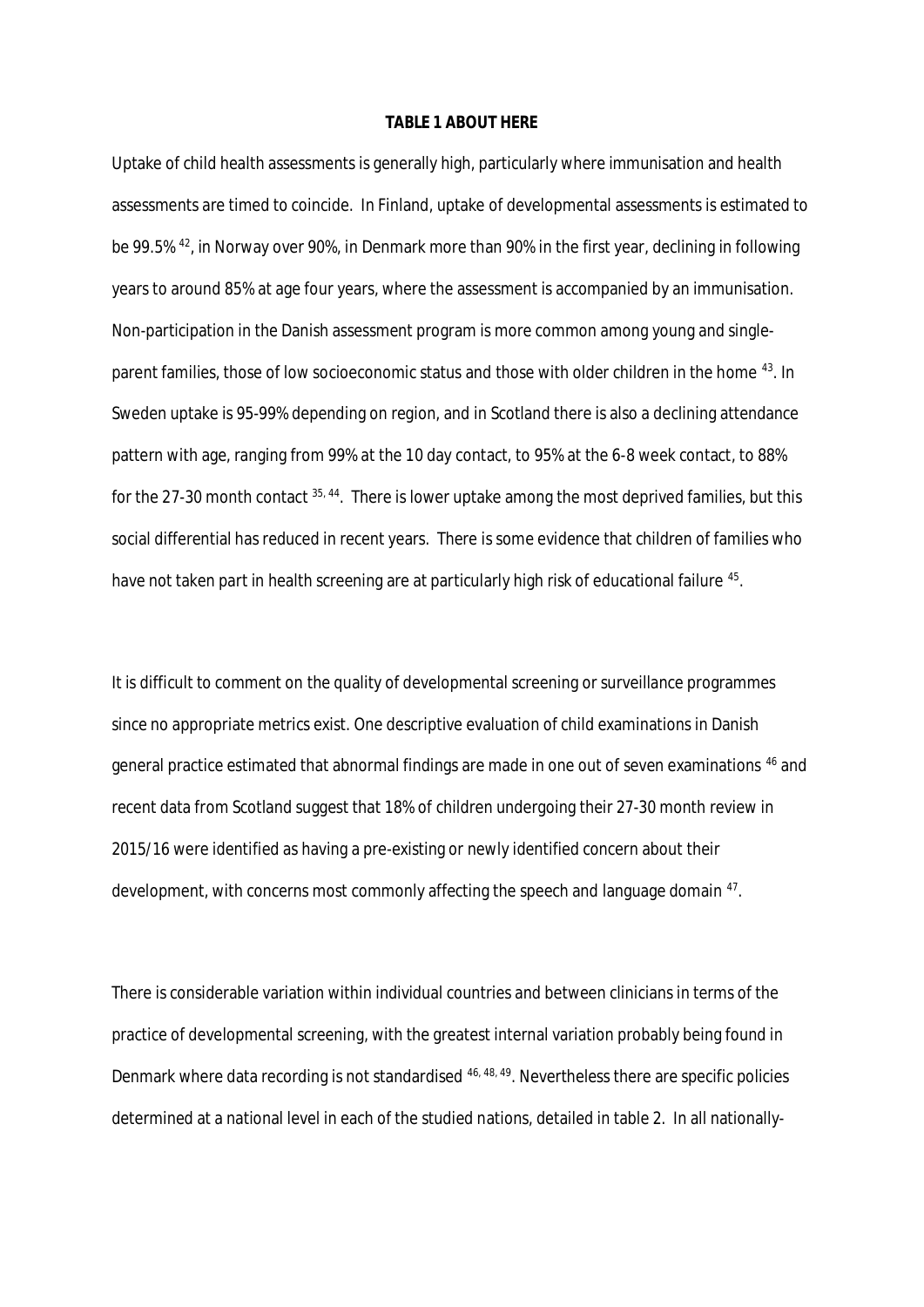**TABLE 1 ABOUT HERE**

Uptake of child health assessments is generally high, particularly where immunisation and health assessments are timed to coincide. In Finland, uptake of developmental assessments is estimated to be 99.5% [42], in Norway over 90%, in Denmark more than 90% in the first year, declining in following years to around 85% at age four years, where the assessment is accompanied by an immunisation. Non-participation in the Danish assessment program is more common among young and single-parent families, those of low socioeconomic status and those with older children in the home [43]. In Sweden uptake is 95-99% depending on region, and in Scotland there is also a declining attendance pattern with age, ranging from 99% at the 10 day contact, to 95% at the 6-8 week contact, to 88% for the 27-30 month contact [35, 44]. There is lower uptake among the most deprived families, but this social differential has reduced in recent years. There is some evidence that children of families who have not taken part in health screening are at particularly high risk of educational failure [45].

It is difficult to comment on the quality of developmental screening or surveillance programmes since no appropriate metrics exist. One descriptive evaluation of child examinations in Danish general practice estimated that abnormal findings are made in one out of seven examinations [46] and recent data from Scotland suggest that 18% of children undergoing their 27-30 month review in 2015/16 were identified as having a pre-existing or newly identified concern about their development, with concerns most commonly affecting the speech and language domain [47].

There is considerable variation within individual countries and between clinicians in terms of the practice of developmental screening, with the greatest internal variation probably being found in Denmark where data recording is not standardised [46, 48, 49]. Nevertheless there are specific policies determined at a national level in each of the studied nations, detailed in table 2. In all nationally-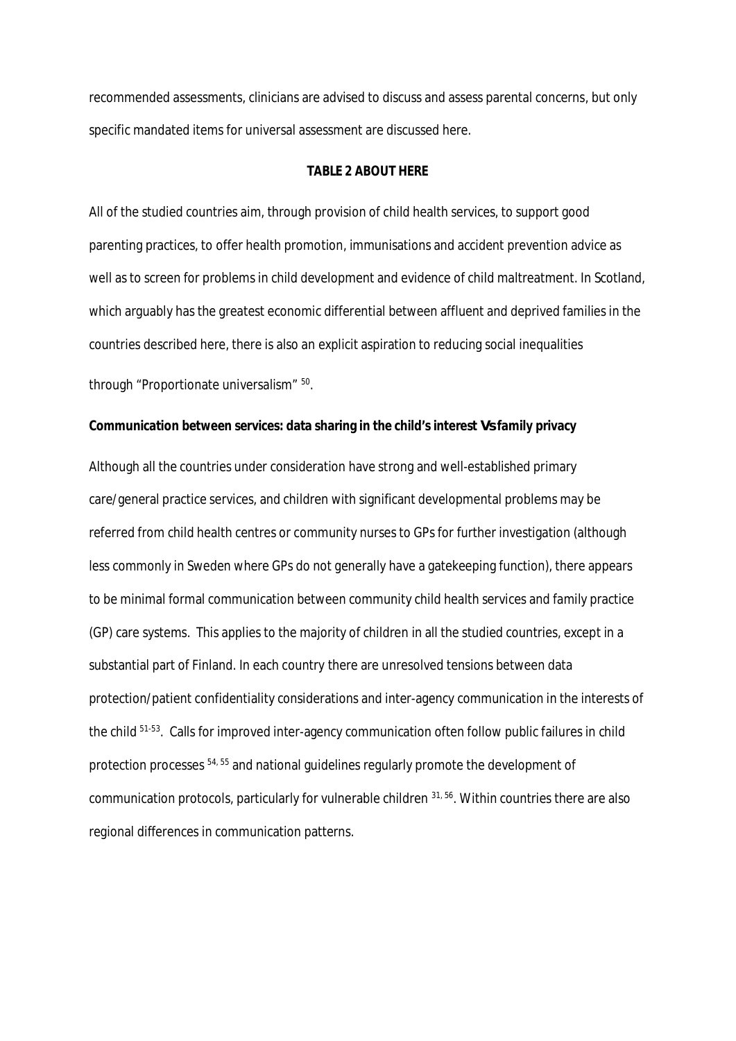recommended assessments, clinicians are advised to discuss and assess parental concerns, but only specific mandated items for universal assessment are discussed here.

**TABLE 2 ABOUT HERE**

All of the studied countries aim, through provision of child health services, to support good parenting practices, to offer health promotion, immunisations and accident prevention advice as well as to screen for problems in child development and evidence of child maltreatment. In Scotland, which arguably has the greatest economic differential between affluent and deprived families in the countries described here, there is also an explicit aspiration to reducing social inequalities through "Proportionate universalism" [50].

**Communication between services: data sharing in the child's interest Vs family privacy**

Although all the countries under consideration have strong and well-established primary care/general practice services, and children with significant developmental problems may be referred from child health centres or community nurses to GPs for further investigation (although less commonly in Sweden where GPs do not generally have a gatekeeping function), there appears to be minimal formal communication between community child health services and family practice (GP) care systems. This applies to the majority of children in all the studied countries, except in a substantial part of Finland. In each country there are unresolved tensions between data protection/patient confidentiality considerations and inter-agency communication in the interests of the child [51-53]. Calls for improved inter-agency communication often follow public failures in child protection processes [54, 55] and national guidelines regularly promote the development of communication protocols, particularly for vulnerable children [31, 56]. Within countries there are also regional differences in communication patterns.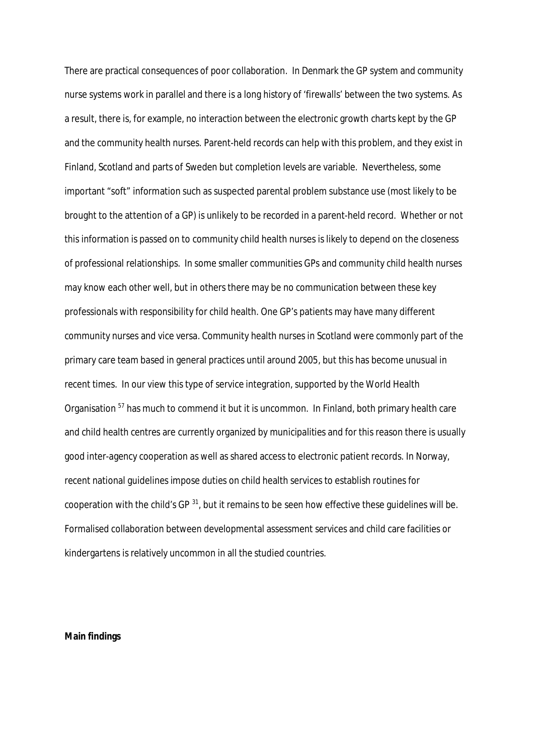There are practical consequences of poor collaboration. In Denmark the GP system and community nurse systems work in parallel and there is a long history of 'firewalls' between the two systems. As a result, there is, for example, no interaction between the electronic growth charts kept by the GP and the community health nurses. Parent-held records can help with this problem, and they exist in Finland, Scotland and parts of Sweden but completion levels are variable. Nevertheless, some important "soft" information such as suspected parental problem substance use (most likely to be brought to the attention of a GP) is unlikely to be recorded in a parent-held record. Whether or not this information is passed on to community child health nurses is likely to depend on the closeness of professional relationships. In some smaller communities GPs and community child health nurses may know each other well, but in others there may be no communication between these key professionals with responsibility for child health. One GP's patients may have many different community nurses and vice versa. Community health nurses in Scotland were commonly part of the primary care team based in general practices until around 2005, but this has become unusual in recent times. In our view this type of service integration, supported by the World Health Organisation [57] has much to commend it but it is uncommon. In Finland, both primary health care and child health centres are currently organized by municipalities and for this reason there is usually good inter-agency cooperation as well as shared access to electronic patient records. In Norway, recent national guidelines impose duties on child health services to establish routines for cooperation with the child's GP [31], but it remains to be seen how effective these guidelines will be. Formalised collaboration between developmental assessment services and child care facilities or kindergartens is relatively uncommon in all the studied countries.

**Main findings**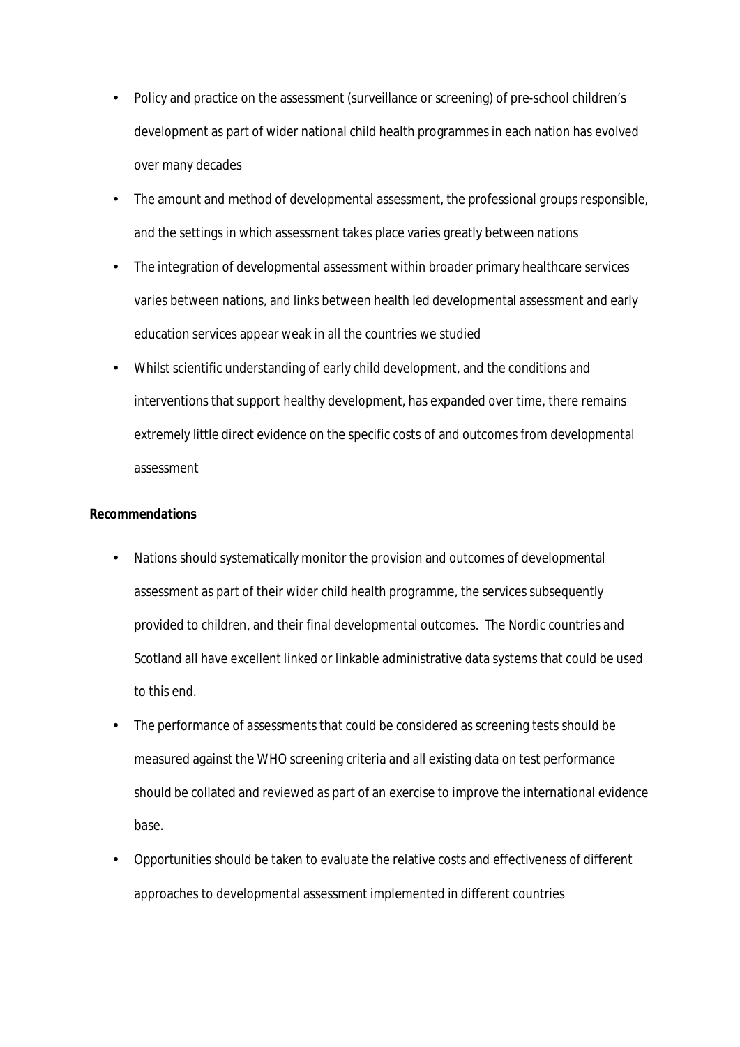- Policy and practice on the assessment (surveillance or screening) of pre-school children's development as part of wider national child health programmes in each nation has evolved over many decades
- The amount and method of developmental assessment, the professional groups responsible, and the settings in which assessment takes place varies greatly between nations
- The integration of developmental assessment within broader primary healthcare services varies between nations, and links between health led developmental assessment and early education services appear weak in all the countries we studied
- Whilst scientific understanding of early child development, and the conditions and interventions that support healthy development, has expanded over time, there remains extremely little direct evidence on the specific costs of and outcomes from developmental assessment

**Recommendations**

- Nations should systematically monitor the provision and outcomes of developmental assessment as part of their wider child health programme, the services subsequently provided to children, and their final developmental outcomes. The Nordic countries and Scotland all have excellent linked or linkable administrative data systems that could be used to this end.
- The performance of assessments that could be considered as screening tests should be measured against the WHO screening criteria and all existing data on test performance should be collated and reviewed as part of an exercise to improve the international evidence base.
- Opportunities should be taken to evaluate the relative costs and effectiveness of different approaches to developmental assessment implemented in different countries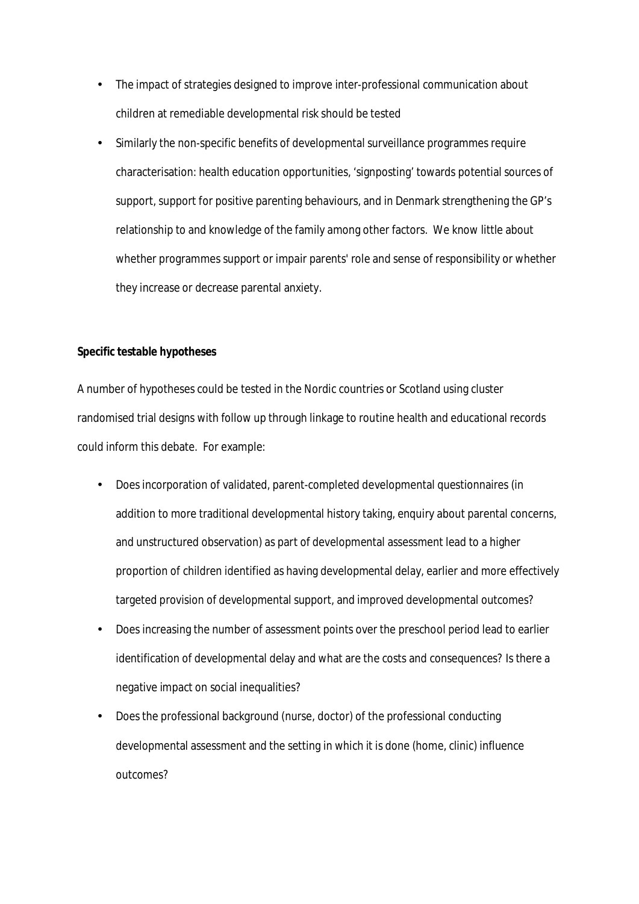- The impact of strategies designed to improve inter-professional communication about children at remediable developmental risk should be tested
- Similarly the non-specific benefits of developmental surveillance programmes require characterisation: health education opportunities, 'signposting' towards potential sources of support, support for positive parenting behaviours, and in Denmark strengthening the GP's relationship to and knowledge of the family among other factors. We know little about whether programmes support or impair parents' role and sense of responsibility or whether they increase or decrease parental anxiety.

**Specific testable hypotheses**

A number of hypotheses could be tested in the Nordic countries or Scotland using cluster randomised trial designs with follow up through linkage to routine health and educational records could inform this debate. For example:

- Does incorporation of validated, parent-completed developmental questionnaires (in addition to more traditional developmental history taking, enquiry about parental concerns, and unstructured observation) as part of developmental assessment lead to a higher proportion of children identified as having developmental delay, earlier and more effectively targeted provision of developmental support, and improved developmental outcomes?
- Does increasing the number of assessment points over the preschool period lead to earlier identification of developmental delay and what are the costs and consequences? Is there a negative impact on social inequalities?
- Does the professional background (nurse, doctor) of the professional conducting developmental assessment and the setting in which it is done (home, clinic) influence outcomes?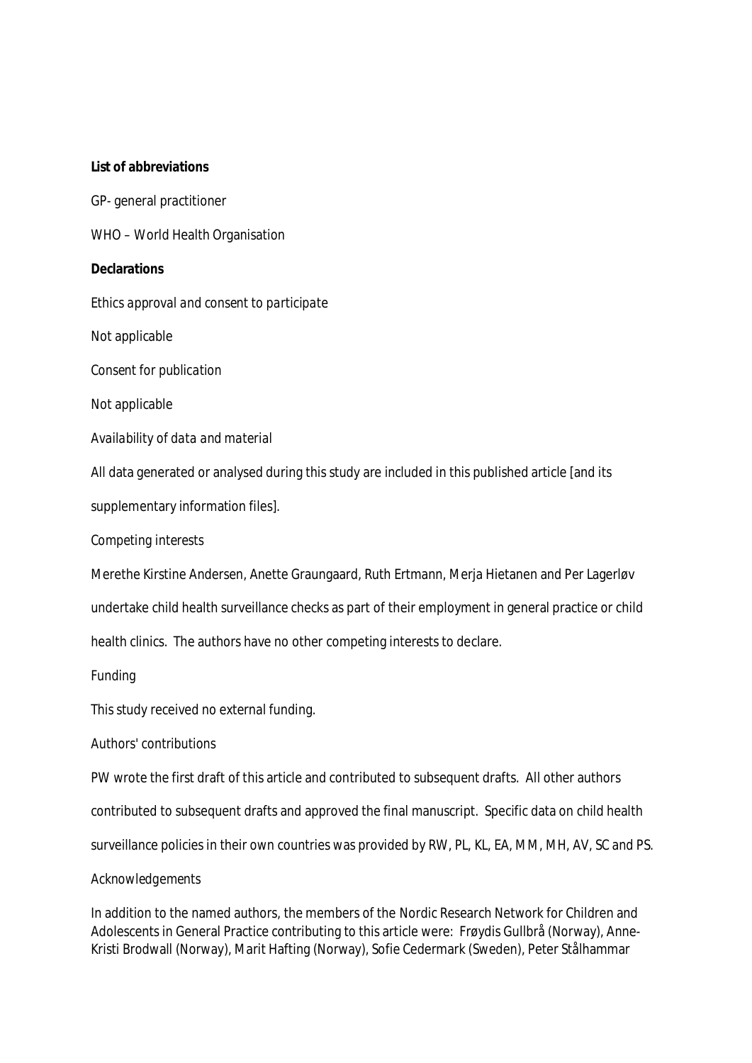**List of abbreviations**

GP- general practitioner

WHO – World Health Organisation

**Declarations**

*Ethics approval and consent to participate*

Not applicable

*Consent for publication*

Not applicable

*Availability of data and material*

All data generated or analysed during this study are included in this published article [and its supplementary information files].

*Competing interests*

Merethe Kirstine Andersen, Anette Graungaard, Ruth Ertmann, Merja Hietanen and Per Lagerløv undertake child health surveillance checks as part of their employment in general practice or child health clinics. The authors have no other competing interests to declare.

*Funding*

This study received no external funding.

*Authors' contributions*

PW wrote the first draft of this article and contributed to subsequent drafts. All other authors contributed to subsequent drafts and approved the final manuscript. Specific data on child health surveillance policies in their own countries was provided by RW, PL, KL, EA, MM, MH, AV, SC and PS.

*Acknowledgements*

In addition to the named authors, the members of the Nordic Research Network for Children and Adolescents in General Practice contributing to this article were: Frøydis Gullbrå (Norway), Anne-Kristi Brodwall (Norway), Marit Hafting (Norway), Sofie Cedermark (Sweden), Peter Stålhammar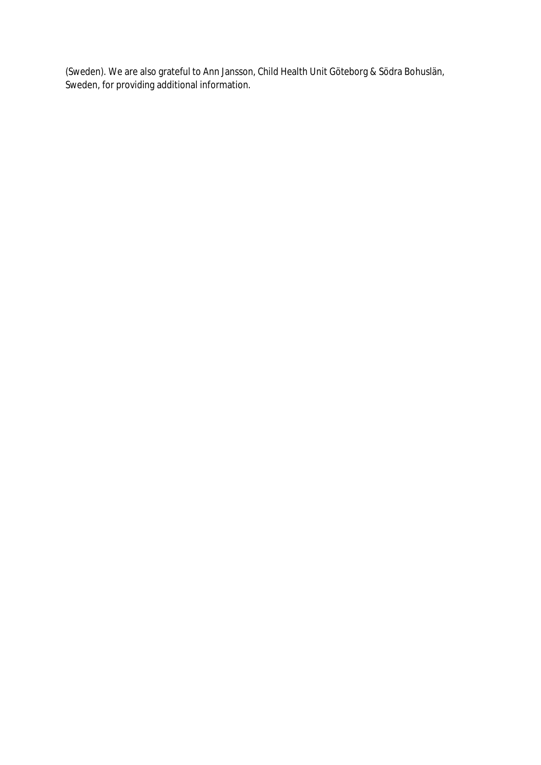(Sweden). We are also grateful to Ann Jansson, Child Health Unit Göteborg & Södra Bohuslän, Sweden, for providing additional information.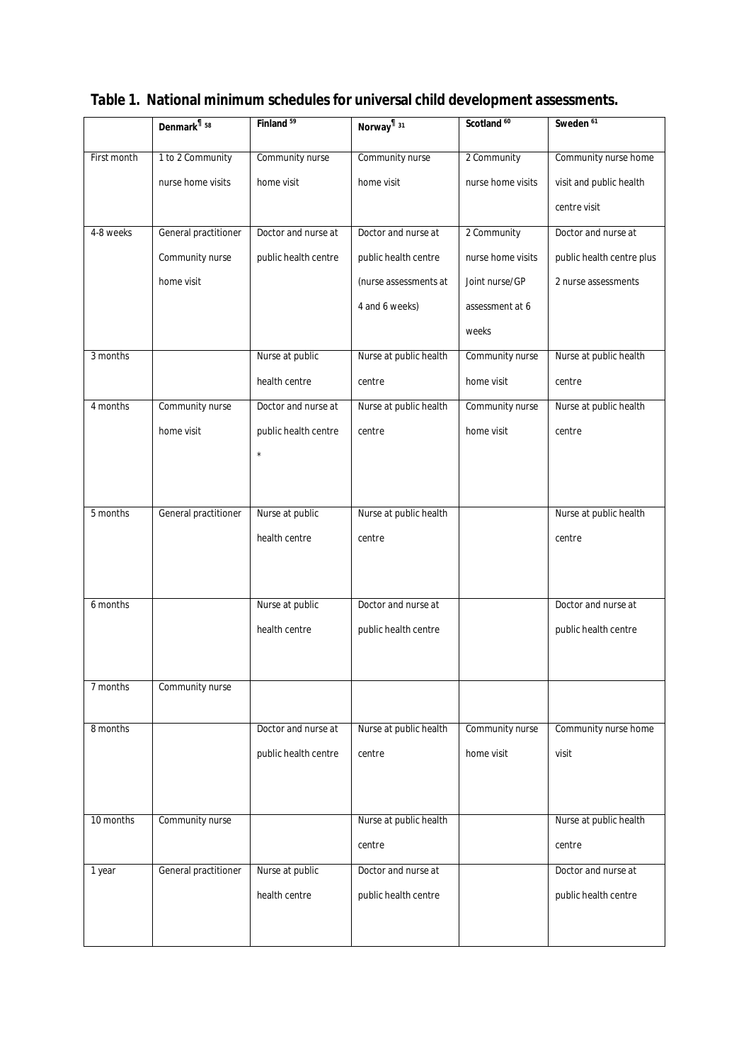**Table 1. National minimum schedules for universal child development assessments.**

| | Denmark¶ [58] | Finland [59] | Norway¶ [31] | Scotland [60] | Sweden [61] |
|---|---|---|---|---|---|
| First month | 1 to 2 Community nurse home visits | Community nurse home visit | Community nurse home visit | 2 Community nurse home visits | Community nurse home visit and public health centre visit |
| 4-8 weeks | General practitioner Community nurse home visit | Doctor and nurse at public health centre | Doctor and nurse at public health centre (nurse assessments at 4 and 6 weeks) | 2 Community nurse home visits Joint nurse/GP assessment at 6 weeks | Doctor and nurse at public health centre plus 2 nurse assessments |
| 3 months | | Nurse at public health centre | Nurse at public health centre | Community nurse home visit | Nurse at public health centre |
| 4 months | Community nurse home visit | Doctor and nurse at public health centre * | Nurse at public health centre | Community nurse home visit | Nurse at public health centre |
| 5 months | General practitioner | Nurse at public health centre | Nurse at public health centre | | Nurse at public health centre |
| 6 months | | Nurse at public health centre | Doctor and nurse at public health centre | | Doctor and nurse at public health centre |
| 7 months | Community nurse | | | | |
| 8 months | | Doctor and nurse at public health centre | Nurse at public health centre | Community nurse home visit | Community nurse home visit |
| 10 months | Community nurse | | Nurse at public health centre | | Nurse at public health centre |
| 1 year | General practitioner | Nurse at public health centre | Doctor and nurse at public health centre | | Doctor and nurse at public health centre |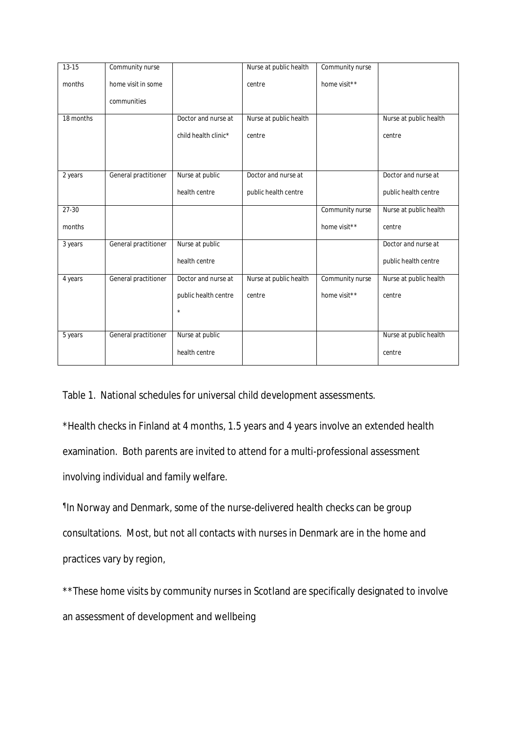| | | | | | |
|---|---|---|---|---|---|
| 13-15 months | Community nurse home visit in some communities | | Nurse at public health centre | Community nurse home visit** | |
| 18 months | | Doctor and nurse at child health clinic* | Nurse at public health centre | | Nurse at public health centre |
| 2 years | General practitioner | Nurse at public health centre | Doctor and nurse at public health centre | | Doctor and nurse at public health centre |
| 27-30 months | | | | Community nurse home visit** | Nurse at public health centre |
| 3 years | General practitioner | Nurse at public health centre | | | Doctor and nurse at public health centre |
| 4 years | General practitioner | Doctor and nurse at public health centre * | Nurse at public health centre | Community nurse home visit** | Nurse at public health centre |
| 5 years | General practitioner | Nurse at public health centre | | | Nurse at public health centre |

Table 1. National schedules for universal child development assessments.

*Health checks in Finland at 4 months, 1.5 years and 4 years involve an extended health examination. Both parents are invited to attend for a multi-professional assessment involving individual and family welfare.

¶In Norway and Denmark, some of the nurse-delivered health checks can be group consultations. Most, but not all contacts with nurses in Denmark are in the home and practices vary by region,

**These home visits by community nurses in Scotland are specifically designated to involve an assessment of development and wellbeing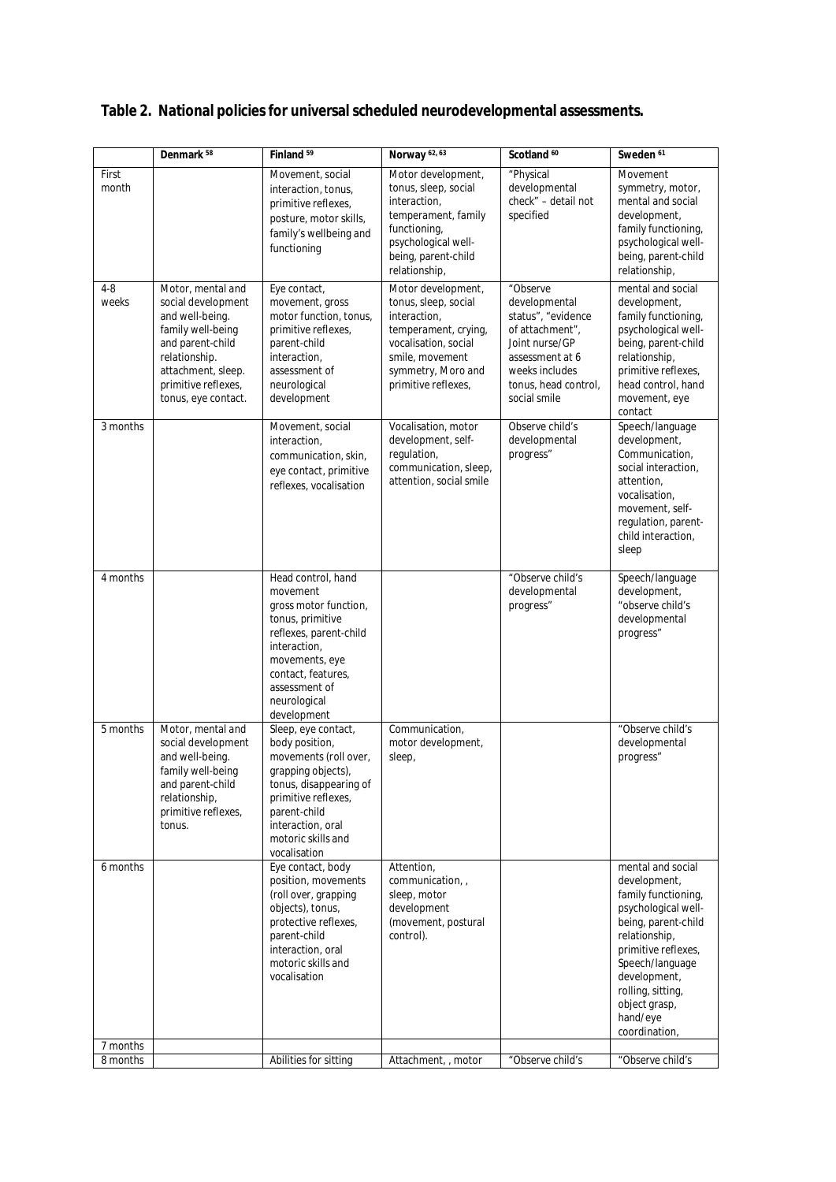**Table 2. National policies for universal scheduled neurodevelopmental assessments.**

| | Denmark [58] | Finland [59] | Norway [62, 63] | Scotland [60] | Sweden [61] |
|---|---|---|---|---|---|
| First month | | Movement, social interaction, tonus, primitive reflexes, posture, motor skills, family's wellbeing and functioning | Motor development, tonus, sleep, social interaction, temperament, family functioning, psychological well-being, parent-child relationship, | "Physical developmental check" – detail not specified | Movement symmetry, motor, mental and social development, family functioning, psychological well-being, parent-child relationship, |
| 4-8 weeks | Motor, mental and social development and well-being. family well-being and parent-child relationship. attachment, sleep. primitive reflexes, tonus, eye contact. | Eye contact, movement, gross motor function, tonus, primitive reflexes, parent-child interaction, assessment of neurological development | Motor development, tonus, sleep, social interaction, temperament, crying, vocalisation, social smile, movement symmetry, Moro and primitive reflexes, | "Observe developmental status", "evidence of attachment", Joint nurse/GP assessment at 6 weeks includes tonus, head control, social smile | mental and social development, family functioning, psychological well-being, parent-child relationship, primitive reflexes, head control, hand movement, eye contact |
| 3 months | | Movement, social interaction, communication, skin, eye contact, primitive reflexes, vocalisation | Vocalisation, motor development, self-regulation, communication, sleep, attention, social smile | Observe child's developmental progress" | Speech/language development, Communication, social interaction, attention, vocalisation, movement, self-regulation, parent-child interaction, sleep |
| 4 months | | Head control, hand movement gross motor function, tonus, primitive reflexes, parent-child interaction, movements, eye contact, features, assessment of neurological development | | "Observe child's developmental progress" | Speech/language development, "observe child's developmental progress" |
| 5 months | Motor, mental and social development and well-being. family well-being and parent-child relationship, primitive reflexes, tonus. | Sleep, eye contact, body position, movements (roll over, grapping objects), tonus, disappearing of primitive reflexes, parent-child interaction, oral motoric skills and vocalisation | Communication, motor development, sleep, | | "Observe child's developmental progress" |
| 6 months | | Eye contact, body position, movements (roll over, grapping objects), tonus, protective reflexes, parent-child interaction, oral motoric skills and vocalisation | Attention, communication, , sleep, motor development (movement, postural control). | | mental and social development, family functioning, psychological well-being, parent-child relationship, primitive reflexes, Speech/language development, rolling, sitting, object grasp, hand/eye coordination, |
| 7 months | | | | | |
| 8 months | | Abilities for sitting | Attachment, , motor | "Observe child's | "Observe child's |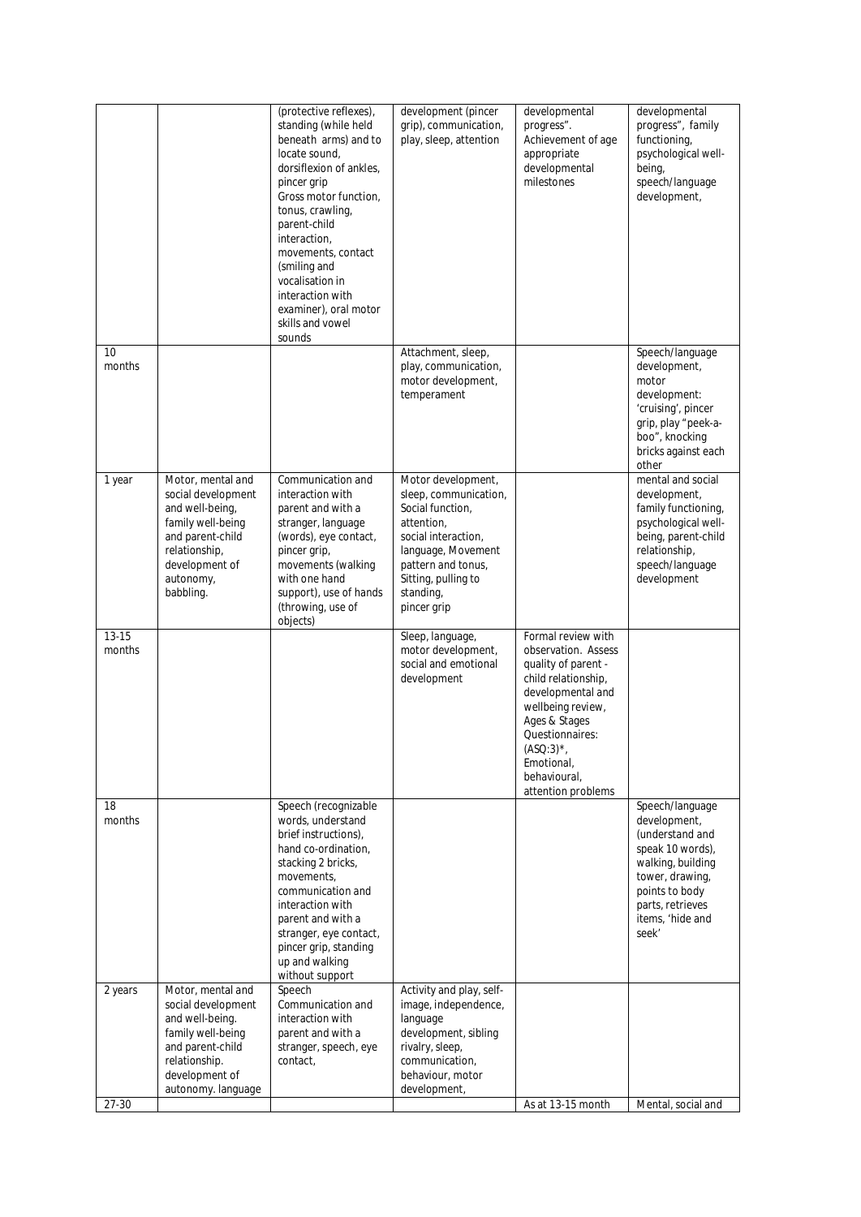| | | | | | |
|---|---|---|---|---|---|
| | | (protective reflexes), standing (while held beneath arms) and to locate sound, dorsiflexion of ankles, pincer grip Gross motor function, tonus, crawling, parent-child interaction, movements, contact (smiling and vocalisation in interaction with examiner), oral motor skills and vowel sounds | development (pincer grip), communication, play, sleep, attention | developmental progress". Achievement of age appropriate developmental milestones | developmental progress", family functioning, psychological well-being, speech/language development, |
| 10 months | | | Attachment, sleep, play, communication, motor development, temperament | | Speech/language development, motor development: 'cruising', pincer grip, play "peek-a-boo", knocking bricks against each other |
| 1 year | Motor, mental and social development and well-being, family well-being and parent-child relationship, development of autonomy, babbling. | Communication and interaction with parent and with a stranger, language (words), eye contact, pincer grip, movements (walking with one hand support), use of hands (throwing, use of objects) | Motor development, sleep, communication, Social function, attention, social interaction, language, Movement pattern and tonus, Sitting, pulling to standing, pincer grip | | mental and social development, family functioning, psychological well-being, parent-child relationship, speech/language development |
| 13-15 months | | | Sleep, language, motor development, social and emotional development | Formal review with observation. Assess quality of parent - child relationship, developmental and wellbeing review, Ages & Stages Questionnaires: (ASQ:3)*, Emotional, behavioural, attention problems | |
| 18 months | | Speech (recognizable words, understand brief instructions), hand co-ordination, stacking 2 bricks, movements, communication and interaction with parent and with a stranger, eye contact, pincer grip, standing up and walking without support | | | Speech/language development, (understand and speak 10 words), walking, building tower, drawing, points to body parts, retrieves items, 'hide and seek' |
| 2 years | Motor, mental and social development and well-being. family well-being and parent-child relationship. development of autonomy. language | Speech Communication and interaction with parent and with a stranger, speech, eye contact, | Activity and play, self-image, independence, language development, sibling rivalry, sleep, communication, behaviour, motor development, | | |
| 27-30 | | | | As at 13-15 month | Mental, social and |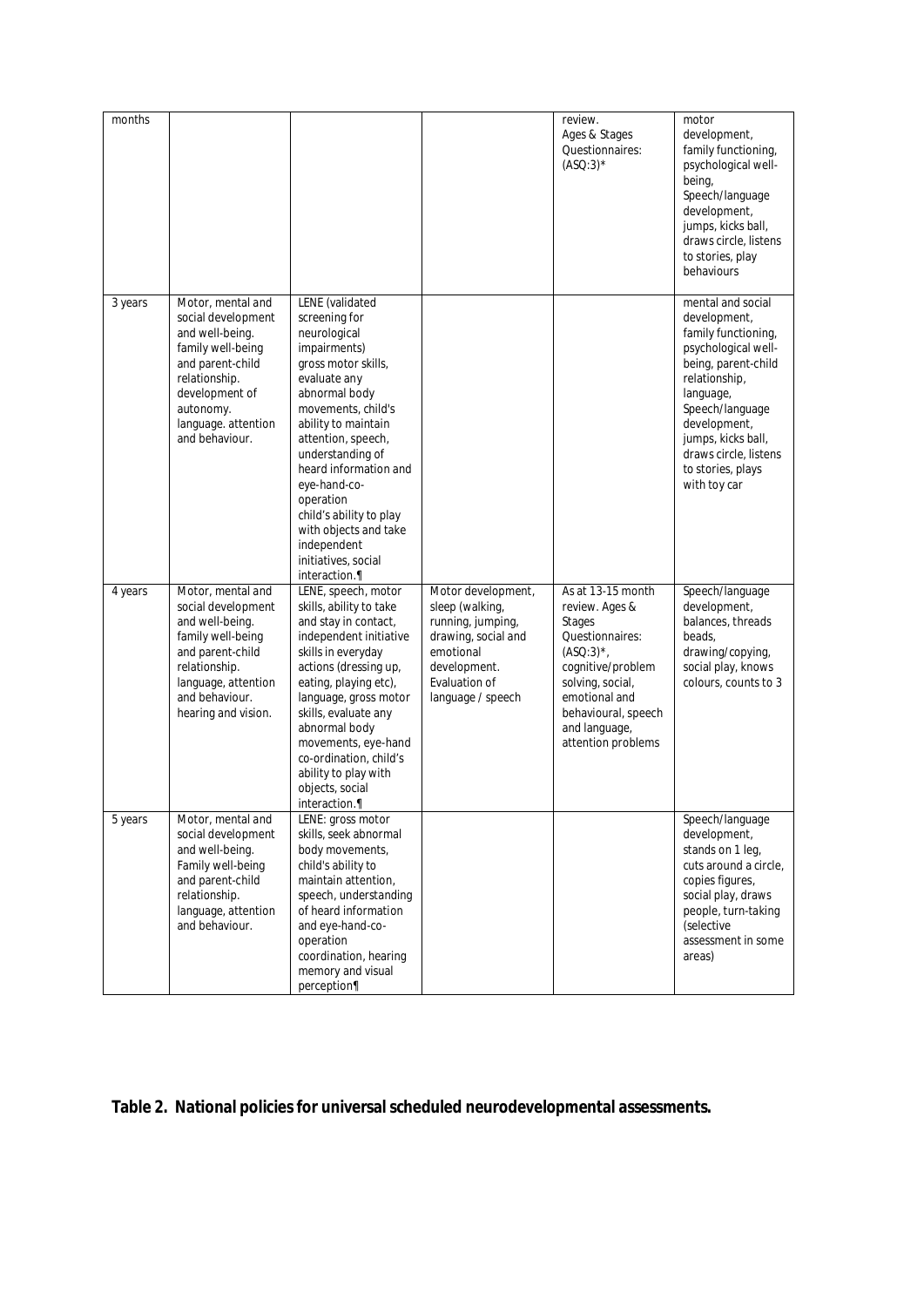| months | | | | review. Ages & Stages Questionnaires: (ASQ:3)* | motor development, family functioning, psychological well-being, Speech/language development, jumps, kicks ball, draws circle, listens to stories, play behaviours |
|---|---|---|---|---|---|
| 3 years | Motor, mental and social development and well-being. family well-being and parent-child relationship. development of autonomy. language. attention and behaviour. | LENE (validated screening for neurological impairments) gross motor skills, evaluate any abnormal body movements, child's ability to maintain attention, speech, understanding of heard information and eye-hand-co-operation child's ability to play with objects and take independent initiatives, social interaction.¶ | | | mental and social development, family functioning, psychological well-being, parent-child relationship, language, Speech/language development, jumps, kicks ball, draws circle, listens to stories, plays with toy car |
| 4 years | Motor, mental and social development and well-being. family well-being and parent-child relationship. language, attention and behaviour. hearing and vision. | LENE, speech, motor skills, ability to take and stay in contact, independent initiative skills in everyday actions (dressing up, eating, playing etc), language, gross motor skills, evaluate any abnormal body movements, eye-hand co-ordination, child's ability to play with objects, social interaction.¶ | Motor development, sleep (walking, running, jumping, drawing, social and emotional development. Evaluation of language / speech | As at 13-15 month review. Ages & Stages Questionnaires: (ASQ:3)*, cognitive/problem solving, social, emotional and behavioural, speech and language, attention problems | Speech/language development, balances, threads beads, drawing/copying, social play, knows colours, counts to 3 |
| 5 years | Motor, mental and social development and well-being. Family well-being and parent-child relationship. language, attention and behaviour. | LENE: gross motor skills, seek abnormal body movements, child's ability to maintain attention, speech, understanding of heard information and eye-hand-co-operation coordination, hearing memory and visual perception¶ | | | Speech/language development, stands on 1 leg, cuts around a circle, copies figures, social play, draws people, turn-taking (selective assessment in some areas) |

**Table 2. National policies for universal scheduled neurodevelopmental assessments.**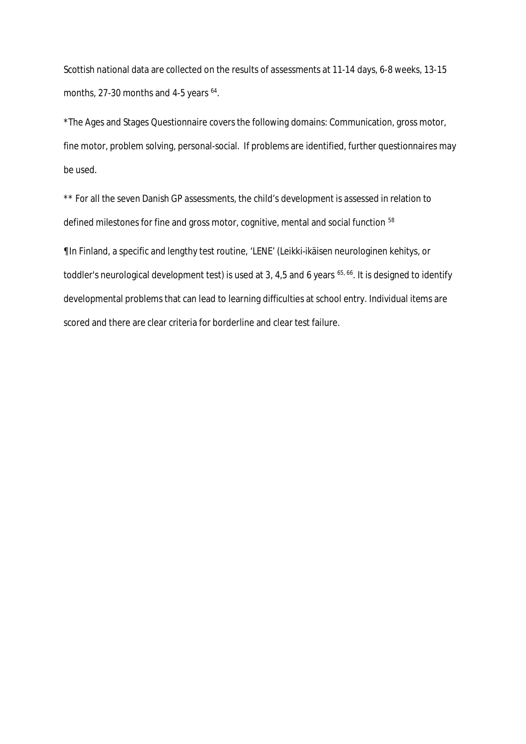Scottish national data are collected on the results of assessments at 11-14 days, 6-8 weeks, 13-15 months, 27-30 months and 4-5 years [64].

*The Ages and Stages Questionnaire covers the following domains: Communication, gross motor, fine motor, problem solving, personal-social. If problems are identified, further questionnaires may be used.

** For all the seven Danish GP assessments, the child's development is assessed in relation to defined milestones for fine and gross motor, cognitive, mental and social function [58]

¶In Finland, a specific and lengthy test routine, 'LENE' (Leikki-ikäisen neurologinen kehitys, or toddler's neurological development test) is used at 3, 4,5 and 6 years [65, 66]. It is designed to identify developmental problems that can lead to learning difficulties at school entry. Individual items are scored and there are clear criteria for borderline and clear test failure.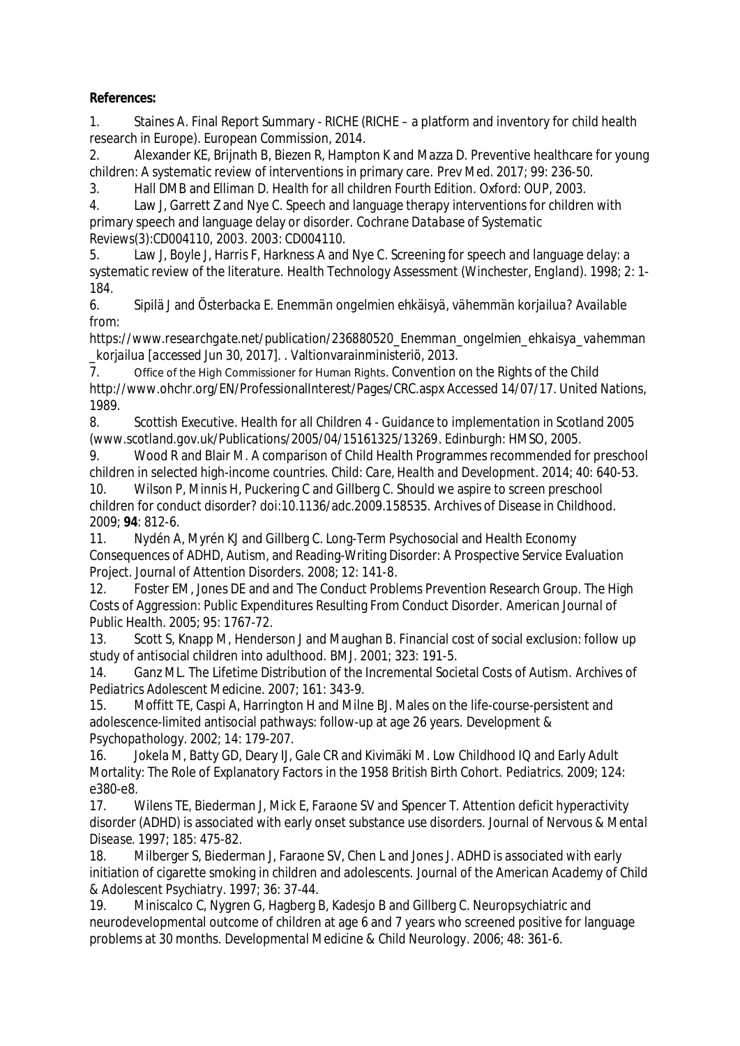**References:**

1. Staines A. Final Report Summary - RICHE (RICHE – a platform and inventory for child health research in Europe). European Commission, 2014.
2. Alexander KE, Brijnath B, Biezen R, Hampton K and Mazza D. Preventive healthcare for young children: A systematic review of interventions in primary care. *Prev Med*. 2017; 99: 236-50.
3. Hall DMB and Elliman D. *Health for all children Fourth Edition*. Oxford: OUP, 2003.
4. Law J, Garrett Z and Nye C. Speech and language therapy interventions for children with primary speech and language delay or disorder. *Cochrane Database of Systematic Reviews(3):CD004110, 2003*. 2003: CD004110.
5. Law J, Boyle J, Harris F, Harkness A and Nye C. Screening for speech and language delay: a systematic review of the literature. *Health Technology Assessment (Winchester, England)*. 1998; 2: 1-184.
6. Sipilä J and Österbacka E. *Enemmän ongelmien ehkäisyä, vähemmän korjailua? Available from: https://www.researchgate.net/publication/236880520_Enemman_ongelmien_ehkaisya_vahemman_korjailua [accessed Jun 30, 2017]*. . Valtionvarainministeriö, 2013.
7. Office of the High Commissioner for Human Rights. Convention on the Rights of the Child http://www.ohchr.org/EN/ProfessionalInterest/Pages/CRC.aspx Accessed 14/07/17. United Nations, 1989.
8. Scottish Executive. *Health for all Children 4 - Guidance to implementation in Scotland 2005 (www.scotland.gov.uk/Publications/2005/04/15161325/13269*. Edinburgh: HMSO, 2005.
9. Wood R and Blair M. A comparison of Child Health Programmes recommended for preschool children in selected high-income countries. *Child: Care, Health and Development*. 2014; 40: 640-53.
10. Wilson P, Minnis H, Puckering C and Gillberg C. Should we aspire to screen preschool children for conduct disorder? doi:10.1136/adc.2009.158535. *Archives of Disease in Childhood*. 2009; **94**: 812-6.
11. Nydén A, Myrén KJ and Gillberg C. Long-Term Psychosocial and Health Economy Consequences of ADHD, Autism, and Reading-Writing Disorder: A Prospective Service Evaluation Project. *Journal of Attention Disorders*. 2008; 12: 141-8.
12. Foster EM, Jones DE and and The Conduct Problems Prevention Research Group. The High Costs of Aggression: Public Expenditures Resulting From Conduct Disorder. *American Journal of Public Health*. 2005; 95: 1767-72.
13. Scott S, Knapp M, Henderson J and Maughan B. Financial cost of social exclusion: follow up study of antisocial children into adulthood. *BMJ*. 2001; 323: 191-5.
14. Ganz ML. The Lifetime Distribution of the Incremental Societal Costs of Autism. *Archives of Pediatrics Adolescent Medicine*. 2007; 161: 343-9.
15. Moffitt TE, Caspi A, Harrington H and Milne BJ. Males on the life-course-persistent and adolescence-limited antisocial pathways: follow-up at age 26 years. *Development & Psychopathology*. 2002; 14: 179-207.
16. Jokela M, Batty GD, Deary IJ, Gale CR and Kivimäki M. Low Childhood IQ and Early Adult Mortality: The Role of Explanatory Factors in the 1958 British Birth Cohort. *Pediatrics*. 2009; 124: e380-e8.
17. Wilens TE, Biederman J, Mick E, Faraone SV and Spencer T. Attention deficit hyperactivity disorder (ADHD) is associated with early onset substance use disorders. *Journal of Nervous & Mental Disease*. 1997; 185: 475-82.
18. Milberger S, Biederman J, Faraone SV, Chen L and Jones J. ADHD is associated with early initiation of cigarette smoking in children and adolescents. *Journal of the American Academy of Child & Adolescent Psychiatry*. 1997; 36: 37-44.
19. Miniscalco C, Nygren G, Hagberg B, Kadesjo B and Gillberg C. Neuropsychiatric and neurodevelopmental outcome of children at age 6 and 7 years who screened positive for language problems at 30 months. *Developmental Medicine & Child Neurology*. 2006; 48: 361-6.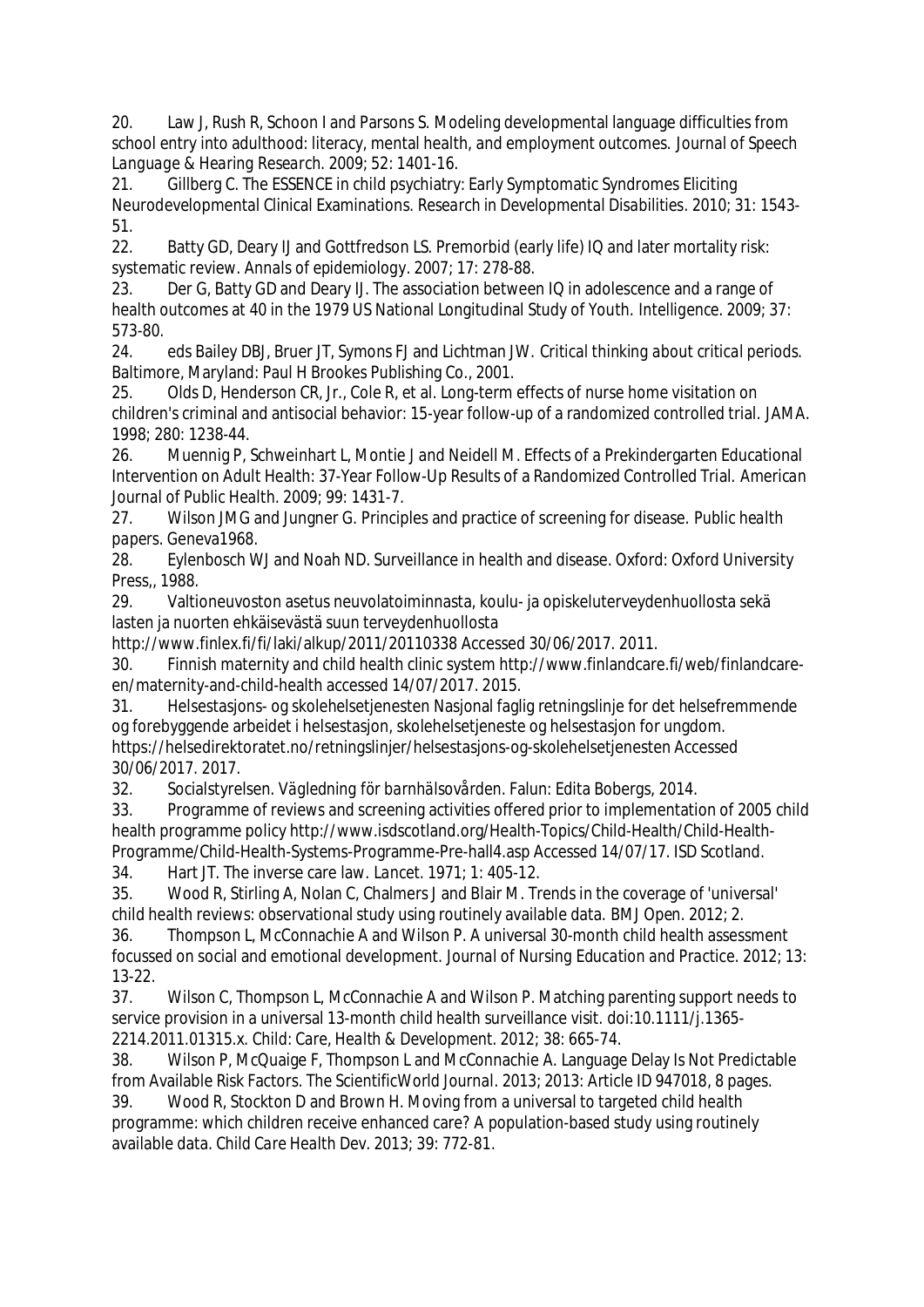20. Law J, Rush R, Schoon I and Parsons S. Modeling developmental language difficulties from school entry into adulthood: literacy, mental health, and employment outcomes. *Journal of Speech Language & Hearing Research*. 2009; 52: 1401-16.

21. Gillberg C. The ESSENCE in child psychiatry: Early Symptomatic Syndromes Eliciting Neurodevelopmental Clinical Examinations. *Research in Developmental Disabilities*. 2010; 31: 1543-51.

22. Batty GD, Deary IJ and Gottfredson LS. Premorbid (early life) IQ and later mortality risk: systematic review. *Annals of epidemiology*. 2007; 17: 278-88.

23. Der G, Batty GD and Deary IJ. The association between IQ in adolescence and a range of health outcomes at 40 in the 1979 US National Longitudinal Study of Youth. *Intelligence*. 2009; 37: 573-80.

24. eds Bailey DBJ, Bruer JT, Symons FJ and Lichtman JW. *Critical thinking about critical periods.* Baltimore, Maryland: Paul H Brookes Publishing Co., 2001.

25. Olds D, Henderson CR, Jr., Cole R, et al. Long-term effects of nurse home visitation on children's criminal and antisocial behavior: 15-year follow-up of a randomized controlled trial. *JAMA*. 1998; 280: 1238-44.

26. Muennig P, Schweinhart L, Montie J and Neidell M. Effects of a Prekindergarten Educational Intervention on Adult Health: 37-Year Follow-Up Results of a Randomized Controlled Trial. *American Journal of Public Health*. 2009; 99: 1431-7.

27. Wilson JMG and Jungner G. Principles and practice of screening for disease. *Public health papers*. Geneva1968.

28. Eylenbosch WJ and Noah ND. *Surveillance in health and disease.* Oxford: Oxford University Press,, 1988.

29. Valtioneuvoston asetus neuvolatoiminnasta, koulu- ja opiskeluterveydenhuollosta sekä lasten ja nuorten ehkäisevästä suun terveydenhuollosta http://www.finlex.fi/fi/laki/alkup/2011/20110338 Accessed 30/06/2017. 2011.

30. Finnish maternity and child health clinic system http://www.finlandcare.fi/web/finlandcare-en/maternity-and-child-health accessed 14/07/2017. 2015.

31. Helsestasjons- og skolehelsetjenesten Nasjonal faglig retningslinje for det helsefremmende og forebyggende arbeidet i helsestasjon, skolehelsetjeneste og helsestasjon for ungdom. https://helsedirektoratet.no/retningslinjer/helsestasjons-og-skolehelsetjenesten Accessed 30/06/2017. 2017.

32. Socialstyrelsen. *Vägledning för barnhälsovården.* Falun: Edita Bobergs, 2014.

33. Programme of reviews and screening activities offered prior to implementation of 2005 child health programme policy http://www.isdscotland.org/Health-Topics/Child-Health/Child-Health-Programme/Child-Health-Systems-Programme-Pre-hall4.asp Accessed 14/07/17. ISD Scotland.

34. Hart JT. The inverse care law. *Lancet*. 1971; 1: 405-12.

35. Wood R, Stirling A, Nolan C, Chalmers J and Blair M. Trends in the coverage of 'universal' child health reviews: observational study using routinely available data. *BMJ Open*. 2012; 2.

36. Thompson L, McConnachie A and Wilson P. A universal 30-month child health assessment focussed on social and emotional development. *Journal of Nursing Education and Practice*. 2012; 13: 13-22.

37. Wilson C, Thompson L, McConnachie A and Wilson P. Matching parenting support needs to service provision in a universal 13-month child health surveillance visit. doi:10.1111/j.1365-2214.2011.01315.x. *Child: Care, Health & Development*. 2012; 38: 665-74.

38. Wilson P, McQuaige F, Thompson L and McConnachie A. Language Delay Is Not Predictable from Available Risk Factors. *The ScientificWorld Journal*. 2013; 2013: Article ID 947018, 8 pages.

39. Wood R, Stockton D and Brown H. Moving from a universal to targeted child health programme: which children receive enhanced care? A population-based study using routinely available data. *Child Care Health Dev*. 2013; 39: 772-81.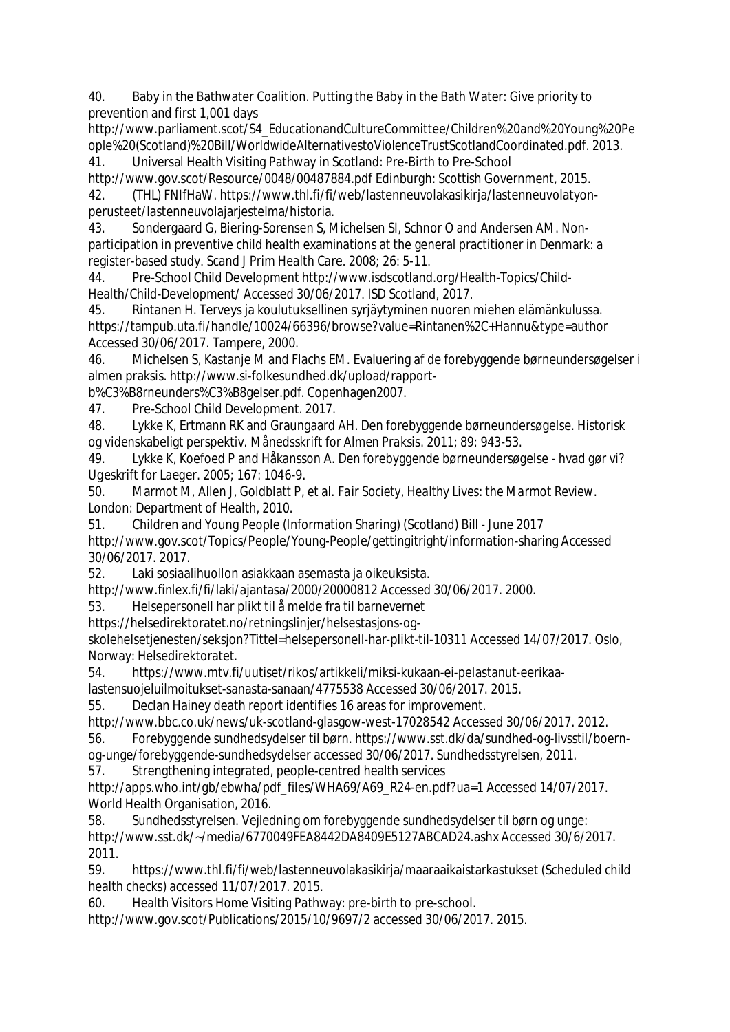40. Baby in the Bathwater Coalition. Putting the Baby in the Bath Water: Give priority to prevention and first 1,001 days http://www.parliament.scot/S4_EducationandCultureCommittee/Children%20and%20Young%20People%20(Scotland)%20Bill/WorldwideAlternativestoViolenceTrustScotlandCoordinated.pdf. 2013.

41. Universal Health Visiting Pathway in Scotland: Pre-Birth to Pre-School http://www.gov.scot/Resource/0048/00487884.pdf Edinburgh: Scottish Government, 2015.

42. (THL) FNIfHaW. https://www.thl.fi/fi/web/lastenneuvolakasikirja/lastenneuvolatyon-perusteet/lastenneuvolajarjestelma/historia.

43. Sondergaard G, Biering-Sorensen S, Michelsen SI, Schnor O and Andersen AM. Non-participation in preventive child health examinations at the general practitioner in Denmark: a register-based study. Scand J Prim Health Care. 2008; 26: 5-11.

44. Pre-School Child Development http://www.isdscotland.org/Health-Topics/Child-Health/Child-Development/ Accessed 30/06/2017. ISD Scotland, 2017.

45. Rintanen H. Terveys ja koulutuksellinen syrjäytyminen nuoren miehen elämänkulussa. https://tampub.uta.fi/handle/10024/66396/browse?value=Rintanen%2C+Hannu&type=author Accessed 30/06/2017. Tampere, 2000.

46. Michelsen S, Kastanje M and Flachs EM. Evaluering af de forebyggende børneundersøgelser i almen praksis. http://www.si-folkesundhed.dk/upload/rapport-b%C3%B8rneunders%C3%B8gelser.pdf. Copenhagen2007.

47. Pre-School Child Development. 2017.

48. Lykke K, Ertmann RK and Graungaard AH. Den forebyggende børneundersøgelse. Historisk og videnskabeligt perspektiv. *Månedsskrift for Almen Praksis*. 2011; 89: 943-53.

49. Lykke K, Koefoed P and Håkansson A. Den forebyggende børneundersøgelse - hvad gør vi? *Ugeskrift for Laeger*. 2005; 167: 1046-9.

50. Marmot M, Allen J, Goldblatt P, et al. *Fair Society, Healthy Lives: the Marmot Review*. London: Department of Health, 2010.

51. Children and Young People (Information Sharing) (Scotland) Bill - June 2017 http://www.gov.scot/Topics/People/Young-People/gettingitright/information-sharing Accessed 30/06/2017. 2017.

52. Laki sosiaalihuollon asiakkaan asemasta ja oikeuksista. http://www.finlex.fi/fi/laki/ajantasa/2000/20000812 Accessed 30/06/2017. 2000.

53. Helsepersonell har plikt til å melde fra til barnevernet https://helsedirektoratet.no/retningslinjer/helsestasjons-og-skolehelsetjenesten/seksjon?Tittel=helsepersonell-har-plikt-til-10311 Accessed 14/07/2017. Oslo, Norway: Helsedirektoratet.

54. https://www.mtv.fi/uutiset/rikos/artikkeli/miksi-kukaan-ei-pelastanut-eerikaa-lastensuojeluilmoitukset-sanasta-sanaan/4775538 Accessed 30/06/2017. 2015.

55. Declan Hainey death report identifies 16 areas for improvement. http://www.bbc.co.uk/news/uk-scotland-glasgow-west-17028542 Accessed 30/06/2017. 2012.

56. Forebyggende sundhedsydelser til børn. https://www.sst.dk/da/sundhed-og-livsstil/boern-og-unge/forebyggende-sundhedsydelser accessed 30/06/2017. Sundhedsstyrelsen, 2011.

57. Strengthening integrated, people-centred health services http://apps.who.int/gb/ebwha/pdf_files/WHA69/A69_R24-en.pdf?ua=1 Accessed 14/07/2017. World Health Organisation, 2016.

58. Sundhedsstyrelsen. Vejledning om forebyggende sundhedsydelser til børn og unge: http://www.sst.dk/~/media/6770049FEA8442DA8409E5127ABCAD24.ashx Accessed 30/6/2017. 2011.

59. https://www.thl.fi/fi/web/lastenneuvolakasikirja/maaraaikaistarkastukset (Scheduled child health checks) accessed 11/07/2017. 2015.

60. Health Visitors Home Visiting Pathway: pre-birth to pre-school. http://www.gov.scot/Publications/2015/10/9697/2 accessed 30/06/2017. 2015.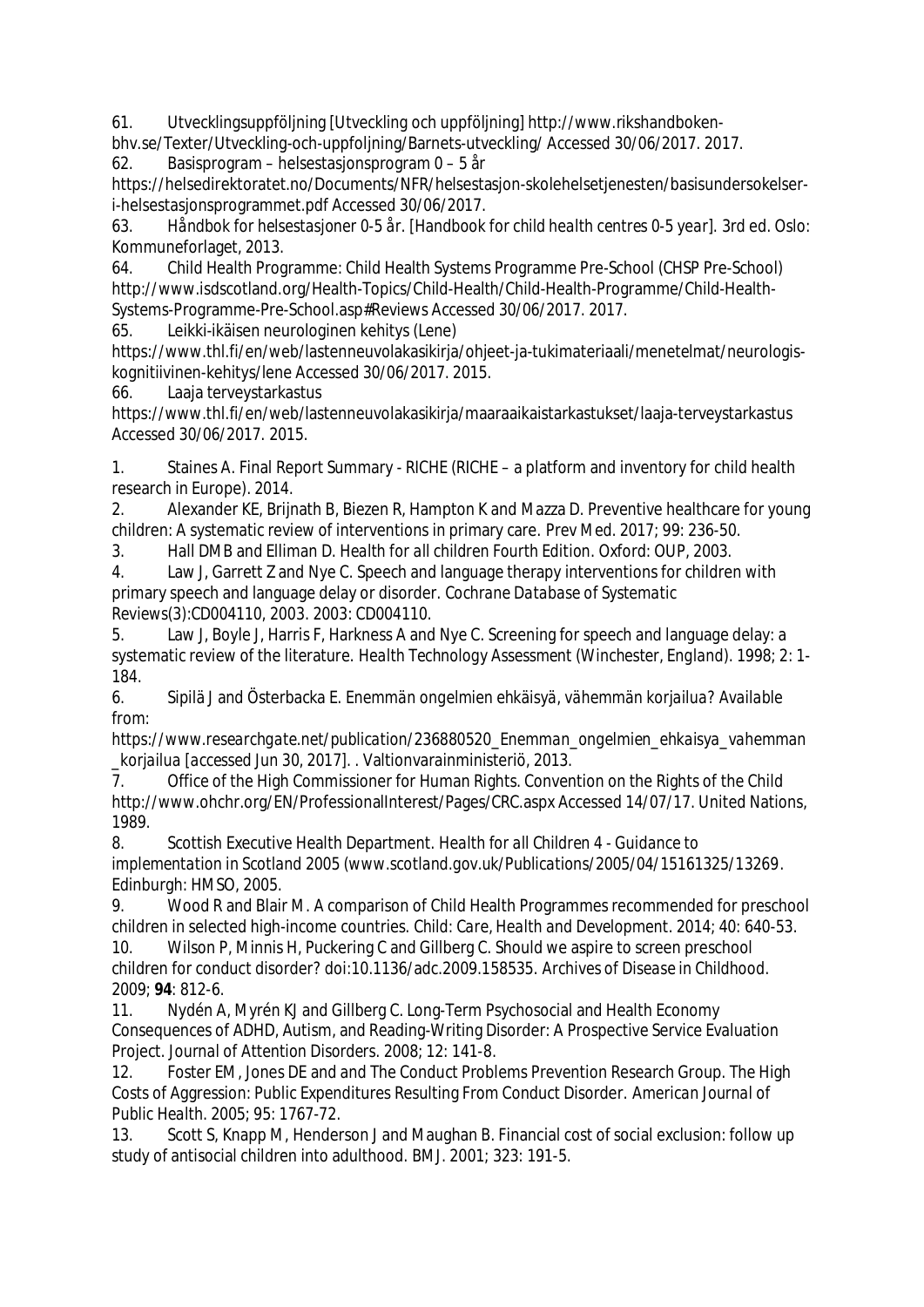61. Utvecklingsuppföljning [Utveckling och uppföljning] http://www.rikshandboken-bhv.se/Texter/Utveckling-och-uppfoljning/Barnets-utveckling/ Accessed 30/06/2017. 2017.

62. Basisprogram – helsestasjonsprogram 0 – 5 år https://helsedirektoratet.no/Documents/NFR/helsestasjon-skolehelsetjenesten/basisundersokelser-i-helsestasjonsprogrammet.pdf Accessed 30/06/2017.

63. Håndbok for helsestasjoner 0-5 år. [*Handbook for child health centres 0-5 year*]. 3rd ed. Oslo: Kommuneforlaget, 2013.

64. Child Health Programme: Child Health Systems Programme Pre-School (CHSP Pre-School) http://www.isdscotland.org/Health-Topics/Child-Health/Child-Health-Programme/Child-Health-Systems-Programme-Pre-School.asp#Reviews Accessed 30/06/2017. 2017.

65. Leikki-ikäisen neurologinen kehitys (Lene) https://www.thl.fi/en/web/lastenneuvolakasikirja/ohjeet-ja-tukimateriaali/menetelmat/neurologis-kognitiivinen-kehitys/lene Accessed 30/06/2017. 2015.

66. Laaja terveystarkastus https://www.thl.fi/en/web/lastenneuvolakasikirja/maaraaikaistarkastukset/laaja-terveystarkastus Accessed 30/06/2017. 2015.

1. Staines A. Final Report Summary - RICHE (RICHE – a platform and inventory for child health research in Europe). 2014.

2. Alexander KE, Brijnath B, Biezen R, Hampton K and Mazza D. Preventive healthcare for young children: A systematic review of interventions in primary care. *Prev Med*. 2017; 99: 236-50.

3. Hall DMB and Elliman D. *Health for all children Fourth Edition*. Oxford: OUP, 2003.

4. Law J, Garrett Z and Nye C. Speech and language therapy interventions for children with primary speech and language delay or disorder. *Cochrane Database of Systematic Reviews(3):CD004110, 2003*. 2003: CD004110.

5. Law J, Boyle J, Harris F, Harkness A and Nye C. Screening for speech and language delay: a systematic review of the literature. *Health Technology Assessment (Winchester, England)*. 1998; 2: 1-184.

6. Sipilä J and Österbacka E. *Enemmän ongelmien ehkäisyä, vähemmän korjailua? Available from: https://www.researchgate.net/publication/236880520_Enemman_ongelmien_ehkaisya_vahemman_korjailua [accessed Jun 30, 2017].* . Valtionvarainministeriö, 2013.

7. Office of the High Commissioner for Human Rights. *Convention on the Rights of the Child http://www.ohchr.org/EN/ProfessionalInterest/Pages/CRC.aspx Accessed 14/07/17*. United Nations, 1989.

8. Scottish Executive Health Department. *Health for all Children 4 - Guidance to implementation in Scotland 2005 (www.scotland.gov.uk/Publications/2005/04/15161325/13269*. Edinburgh: HMSO, 2005.

9. Wood R and Blair M. A comparison of Child Health Programmes recommended for preschool children in selected high-income countries. *Child: Care, Health and Development*. 2014; 40: 640-53.

10. Wilson P, Minnis H, Puckering C and Gillberg C. Should we aspire to screen preschool children for conduct disorder? doi:10.1136/adc.2009.158535. *Archives of Disease in Childhood*. 2009; **94**: 812-6.

11. Nydén A, Myrén KJ and Gillberg C. Long-Term Psychosocial and Health Economy Consequences of ADHD, Autism, and Reading-Writing Disorder: A Prospective Service Evaluation Project. *Journal of Attention Disorders*. 2008; 12: 141-8.

12. Foster EM, Jones DE and and The Conduct Problems Prevention Research Group. The High Costs of Aggression: Public Expenditures Resulting From Conduct Disorder. *American Journal of Public Health*. 2005; 95: 1767-72.

13. Scott S, Knapp M, Henderson J and Maughan B. Financial cost of social exclusion: follow up study of antisocial children into adulthood. *BMJ*. 2001; 323: 191-5.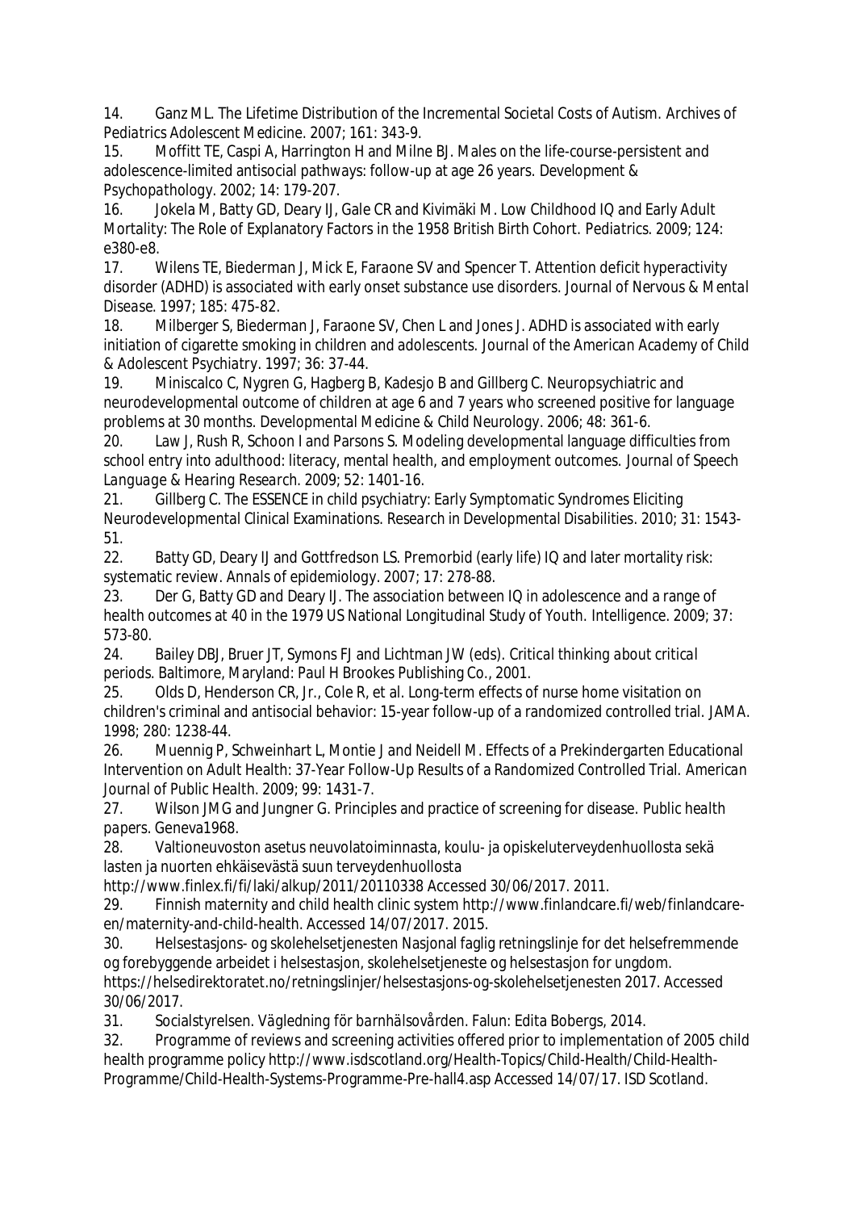14. Ganz ML. The Lifetime Distribution of the Incremental Societal Costs of Autism. *Archives of Pediatrics Adolescent Medicine*. 2007; 161: 343-9.

15. Moffitt TE, Caspi A, Harrington H and Milne BJ. Males on the life-course-persistent and adolescence-limited antisocial pathways: follow-up at age 26 years. *Development & Psychopathology*. 2002; 14: 179-207.

16. Jokela M, Batty GD, Deary IJ, Gale CR and Kivimäki M. Low Childhood IQ and Early Adult Mortality: The Role of Explanatory Factors in the 1958 British Birth Cohort. *Pediatrics*. 2009; 124: e380-e8.

17. Wilens TE, Biederman J, Mick E, Faraone SV and Spencer T. Attention deficit hyperactivity disorder (ADHD) is associated with early onset substance use disorders. *Journal of Nervous & Mental Disease*. 1997; 185: 475-82.

18. Milberger S, Biederman J, Faraone SV, Chen L and Jones J. ADHD is associated with early initiation of cigarette smoking in children and adolescents. *Journal of the American Academy of Child & Adolescent Psychiatry*. 1997; 36: 37-44.

19. Miniscalco C, Nygren G, Hagberg B, Kadesjo B and Gillberg C. Neuropsychiatric and neurodevelopmental outcome of children at age 6 and 7 years who screened positive for language problems at 30 months. *Developmental Medicine & Child Neurology*. 2006; 48: 361-6.

20. Law J, Rush R, Schoon I and Parsons S. Modeling developmental language difficulties from school entry into adulthood: literacy, mental health, and employment outcomes. *Journal of Speech Language & Hearing Research*. 2009; 52: 1401-16.

21. Gillberg C. The ESSENCE in child psychiatry: Early Symptomatic Syndromes Eliciting Neurodevelopmental Clinical Examinations. *Research in Developmental Disabilities*. 2010; 31: 1543-51.

22. Batty GD, Deary IJ and Gottfredson LS. Premorbid (early life) IQ and later mortality risk: systematic review. *Annals of epidemiology*. 2007; 17: 278-88.

23. Der G, Batty GD and Deary IJ. The association between IQ in adolescence and a range of health outcomes at 40 in the 1979 US National Longitudinal Study of Youth. *Intelligence*. 2009; 37: 573-80.

24. Bailey DBJ, Bruer JT, Symons FJ and Lichtman JW (eds). *Critical thinking about critical periods*. Baltimore, Maryland: Paul H Brookes Publishing Co., 2001.

25. Olds D, Henderson CR, Jr., Cole R, et al. Long-term effects of nurse home visitation on children's criminal and antisocial behavior: 15-year follow-up of a randomized controlled trial. *JAMA*. 1998; 280: 1238-44.

26. Muennig P, Schweinhart L, Montie J and Neidell M. Effects of a Prekindergarten Educational Intervention on Adult Health: 37-Year Follow-Up Results of a Randomized Controlled Trial. *American Journal of Public Health*. 2009; 99: 1431-7.

27. Wilson JMG and Jungner G. Principles and practice of screening for disease. *Public health papers*. Geneva1968.

28. Valtioneuvoston asetus neuvolatoiminnasta, koulu- ja opiskeluterveydenhuollosta sekä lasten ja nuorten ehkäisevästä suun terveydenhuollosta http://www.finlex.fi/fi/laki/alkup/2011/20110338 Accessed 30/06/2017. 2011.

29. Finnish maternity and child health clinic system http://www.finlandcare.fi/web/finlandcare-en/maternity-and-child-health. Accessed 14/07/2017. 2015.

30. Helsestasjons- og skolehelsetjenesten Nasjonal faglig retningslinje for det helsefremmende og forebyggende arbeidet i helsestasjon, skolehelsetjeneste og helsestasjon for ungdom. https://helsedirektoratet.no/retningslinjer/helsestasjons-og-skolehelsetjenesten 2017. Accessed 30/06/2017.

31. Socialstyrelsen. *Vägledning för barnhälsovården*. Falun: Edita Bobergs, 2014.

32. Programme of reviews and screening activities offered prior to implementation of 2005 child health programme policy http://www.isdscotland.org/Health-Topics/Child-Health/Child-Health-Programme/Child-Health-Systems-Programme-Pre-hall4.asp Accessed 14/07/17. ISD Scotland.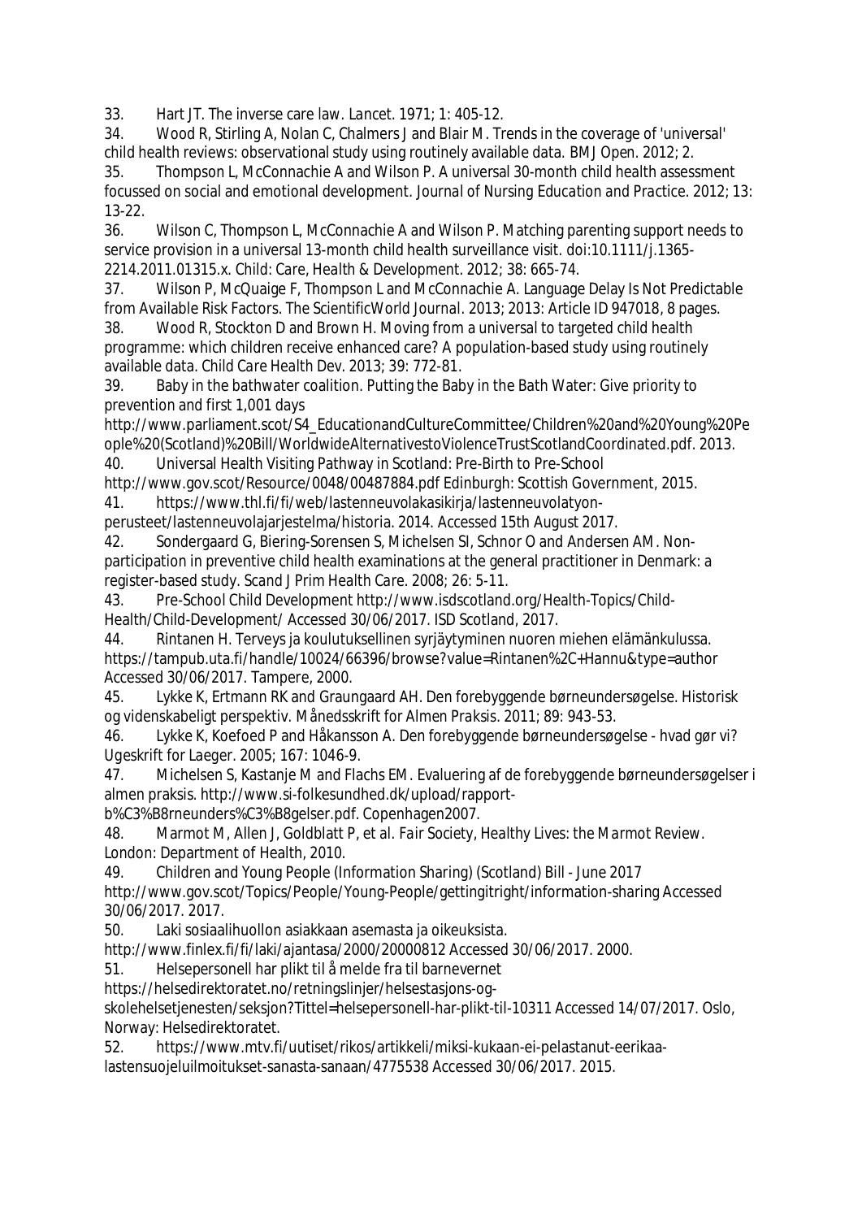33. Hart JT. The inverse care law. *Lancet*. 1971; 1: 405-12.

34. Wood R, Stirling A, Nolan C, Chalmers J and Blair M. Trends in the coverage of 'universal' child health reviews: observational study using routinely available data. *BMJ Open*. 2012; 2.

35. Thompson L, McConnachie A and Wilson P. A universal 30-month child health assessment focussed on social and emotional development. *Journal of Nursing Education and Practice*. 2012; 13: 13-22.

36. Wilson C, Thompson L, McConnachie A and Wilson P. Matching parenting support needs to service provision in a universal 13-month child health surveillance visit. doi:10.1111/j.1365-2214.2011.01315.x. *Child: Care, Health & Development*. 2012; 38: 665-74.

37. Wilson P, McQuaige F, Thompson L and McConnachie A. Language Delay Is Not Predictable from Available Risk Factors. *The ScientificWorld Journal*. 2013; 2013: Article ID 947018, 8 pages.

38. Wood R, Stockton D and Brown H. Moving from a universal to targeted child health programme: which children receive enhanced care? A population-based study using routinely available data. *Child Care Health Dev*. 2013; 39: 772-81.

39. Baby in the bathwater coalition. Putting the Baby in the Bath Water: Give priority to prevention and first 1,001 days http://www.parliament.scot/S4_EducationandCultureCommittee/Children%20and%20Young%20People%20(Scotland)%20Bill/WorldwideAlternativestoViolenceTrustScotlandCoordinated.pdf. 2013.

40. Universal Health Visiting Pathway in Scotland: Pre-Birth to Pre-School http://www.gov.scot/Resource/0048/00487884.pdf Edinburgh: Scottish Government, 2015.

41. https://www.thl.fi/fi/web/lastenneuvolakasikirja/lastenneuvolatyon-perusteet/lastenneuvolajarjestelma/historia. 2014. Accessed 15th August 2017.

42. Sondergaard G, Biering-Sorensen S, Michelsen SI, Schnor O and Andersen AM. Non-participation in preventive child health examinations at the general practitioner in Denmark: a register-based study. *Scand J Prim Health Care*. 2008; 26: 5-11.

43. Pre-School Child Development http://www.isdscotland.org/Health-Topics/Child-Health/Child-Development/ Accessed 30/06/2017. ISD Scotland, 2017.

44. Rintanen H. Terveys ja koulutuksellinen syrjäytyminen nuoren miehen elämänkulussa. https://tampub.uta.fi/handle/10024/66396/browse?value=Rintanen%2C+Hannu&type=author Accessed 30/06/2017. Tampere, 2000.

45. Lykke K, Ertmann RK and Graungaard AH. Den forebyggende børneundersøgelse. Historisk og videnskabeligt perspektiv. *Månedsskrift for Almen Praksis*. 2011; 89: 943-53.

46. Lykke K, Koefoed P and Håkansson A. Den forebyggende børneundersøgelse - hvad gør vi? *Ugeskrift for Laeger*. 2005; 167: 1046-9.

47. Michelsen S, Kastanje M and Flachs EM. Evaluering af de forebyggende børneundersøgelser i almen praksis. http://www.si-folkesundhed.dk/upload/rapport-b%C3%B8rneunders%C3%B8gelser.pdf. Copenhagen2007.

48. Marmot M, Allen J, Goldblatt P, et al. *Fair Society, Healthy Lives: the Marmot Review*. London: Department of Health, 2010.

49. Children and Young People (Information Sharing) (Scotland) Bill - June 2017 http://www.gov.scot/Topics/People/Young-People/gettingitright/information-sharing Accessed 30/06/2017. 2017.

50. Laki sosiaalihuollon asiakkaan asemasta ja oikeuksista. http://www.finlex.fi/fi/laki/ajantasa/2000/20000812 Accessed 30/06/2017. 2000.

51. Helsepersonell har plikt til å melde fra til barnevernet https://helsedirektoratet.no/retningslinjer/helsestasjons-og-skolehelsetjenesten/seksjon?Tittel=helsepersonell-har-plikt-til-10311 Accessed 14/07/2017. Oslo, Norway: Helsedirektoratet.

52. https://www.mtv.fi/uutiset/rikos/artikkeli/miksi-kukaan-ei-pelastanut-eerikaa-lastensuojeluilmoitukset-sanasta-sanaan/4775538 Accessed 30/06/2017. 2015.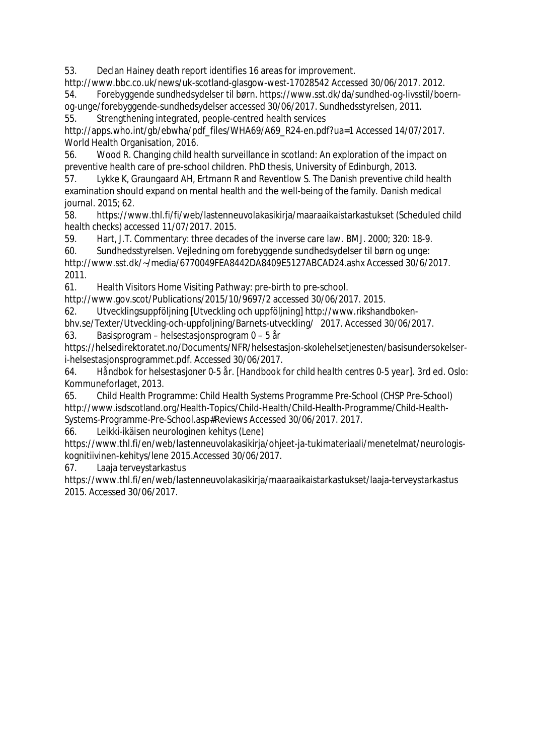53. Declan Hainey death report identifies 16 areas for improvement. http://www.bbc.co.uk/news/uk-scotland-glasgow-west-17028542 Accessed 30/06/2017. 2012.

54. Forebyggende sundhedsydelser til børn. https://www.sst.dk/da/sundhed-og-livsstil/boern-og-unge/forebyggende-sundhedsydelser accessed 30/06/2017. Sundhedsstyrelsen, 2011.

55. Strengthening integrated, people-centred health services http://apps.who.int/gb/ebwha/pdf_files/WHA69/A69_R24-en.pdf?ua=1 Accessed 14/07/2017. World Health Organisation, 2016.

56. Wood R. Changing child health surveillance in scotland: An exploration of the impact on preventive health care of pre-school children. PhD thesis, University of Edinburgh, 2013.

57. Lykke K, Graungaard AH, Ertmann R and Reventlow S. The Danish preventive child health examination should expand on mental health and the well-being of the family. *Danish medical journal*. 2015; 62.

58. https://www.thl.fi/fi/web/lastenneuvolakasikirja/maaraaikaistarkastukset (Scheduled child health checks) accessed 11/07/2017. 2015.

59. Hart, J.T. Commentary: three decades of the inverse care law. *BMJ*. 2000; 320: 18-9.

60. Sundhedsstyrelsen. Vejledning om forebyggende sundhedsydelser til børn og unge: http://www.sst.dk/~/media/6770049FEA8442DA8409E5127ABCAD24.ashx Accessed 30/6/2017. 2011.

61. Health Visitors Home Visiting Pathway: pre-birth to pre-school. http://www.gov.scot/Publications/2015/10/9697/2 accessed 30/06/2017. 2015.

62. Utvecklingsuppföljning [Utveckling och uppföljning] http://www.rikshandboken-bhv.se/Texter/Utveckling-och-uppfoljning/Barnets-utveckling/ 2017. Accessed 30/06/2017.

63. Basisprogram – helsestasjonsprogram 0 – 5 år https://helsedirektoratet.no/Documents/NFR/helsestasjon-skolehelsetjenesten/basisundersokelser-i-helsestasjonsprogrammet.pdf. Accessed 30/06/2017.

64. Håndbok for helsestasjoner 0-5 år. [Handbook for child health centres 0-5 year]. 3rd ed. Oslo: Kommuneforlaget, 2013.

65. Child Health Programme: Child Health Systems Programme Pre-School (CHSP Pre-School) http://www.isdscotland.org/Health-Topics/Child-Health/Child-Health-Programme/Child-Health-Systems-Programme-Pre-School.asp#Reviews Accessed 30/06/2017. 2017.

66. Leikki-ikäisen neurologinen kehitys (Lene) https://www.thl.fi/en/web/lastenneuvolakasikirja/ohjeet-ja-tukimateriaali/menetelmat/neurologis-kognitiivinen-kehitys/lene 2015.Accessed 30/06/2017.

67. Laaja terveystarkastus https://www.thl.fi/en/web/lastenneuvolakasikirja/maaraaikaistarkastukset/laaja-terveystarkastus 2015. Accessed 30/06/2017.